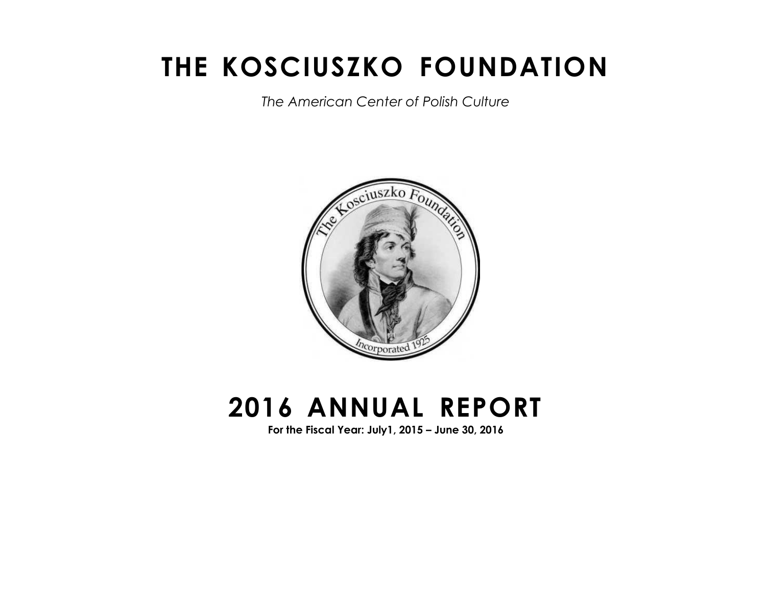# THE KOSCIUSZKO FOUNDATION

*The American Center of Polish Culture*

# 2016 ANNUAL REPORT

**For the Fiscal Year: July1, 2015 – June 30, 2016**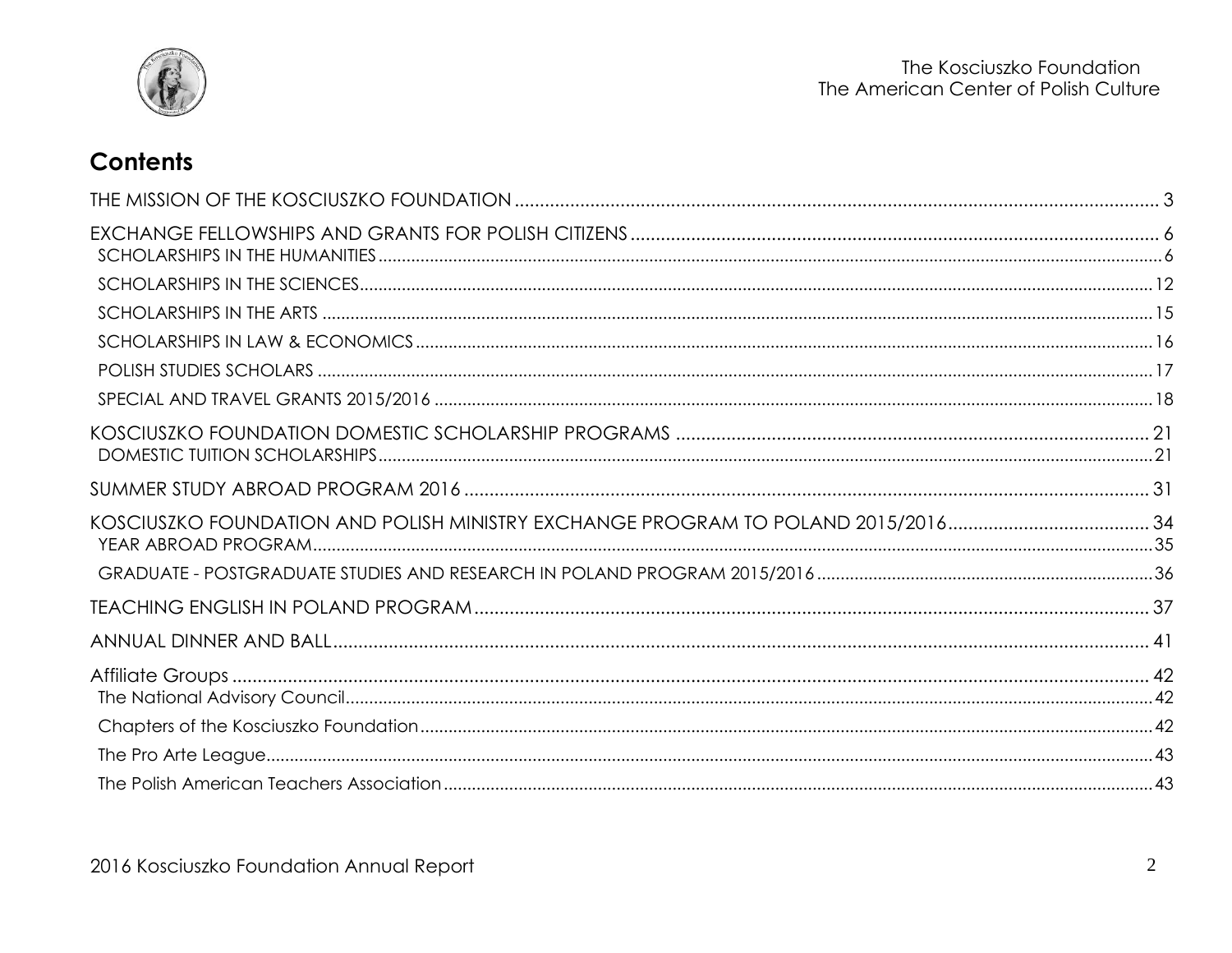# Contents

THE MISSION OF THE KOSCIUSZKO FOUNDATION ........ 3

EXCHANGE FELLOWSHIPS AND GRANTS FOR POLISH CITIZENS ........ 6

- SCHOLARSHIPS IN THE HUMANITIES ........ 6
- SCHOLARSHIPS IN THE SCIENCES ........ 12
- SCHOLARSHIPS IN THE ARTS ........ 15
- SCHOLARSHIPS IN LAW & ECONOMICS ........ 16
- POLISH STUDIES SCHOLARS ........ 17
- SPECIAL AND TRAVEL GRANTS 2015/2016 ........ 18

KOSCIUSZKO FOUNDATION DOMESTIC SCHOLARSHIP PROGRAMS ........ 21

- DOMESTIC TUITION SCHOLARSHIPS ........ 21

SUMMER STUDY ABROAD PROGRAM 2016 ........ 31

KOSCIUSZKO FOUNDATION AND POLISH MINISTRY EXCHANGE PROGRAM TO POLAND 2015/2016 ........ 34

- YEAR ABROAD PROGRAM ........ 35
- GRADUATE - POSTGRADUATE STUDIES AND RESEARCH IN POLAND PROGRAM 2015/2016 ........ 36

TEACHING ENGLISH IN POLAND PROGRAM ........ 37

ANNUAL DINNER AND BALL ........ 41

Affiliate Groups ........ 42

- The National Advisory Council ........ 42
- Chapters of the Kosciuszko Foundation ........ 42
- The Pro Arte League ........ 43
- The Polish American Teachers Association ........ 43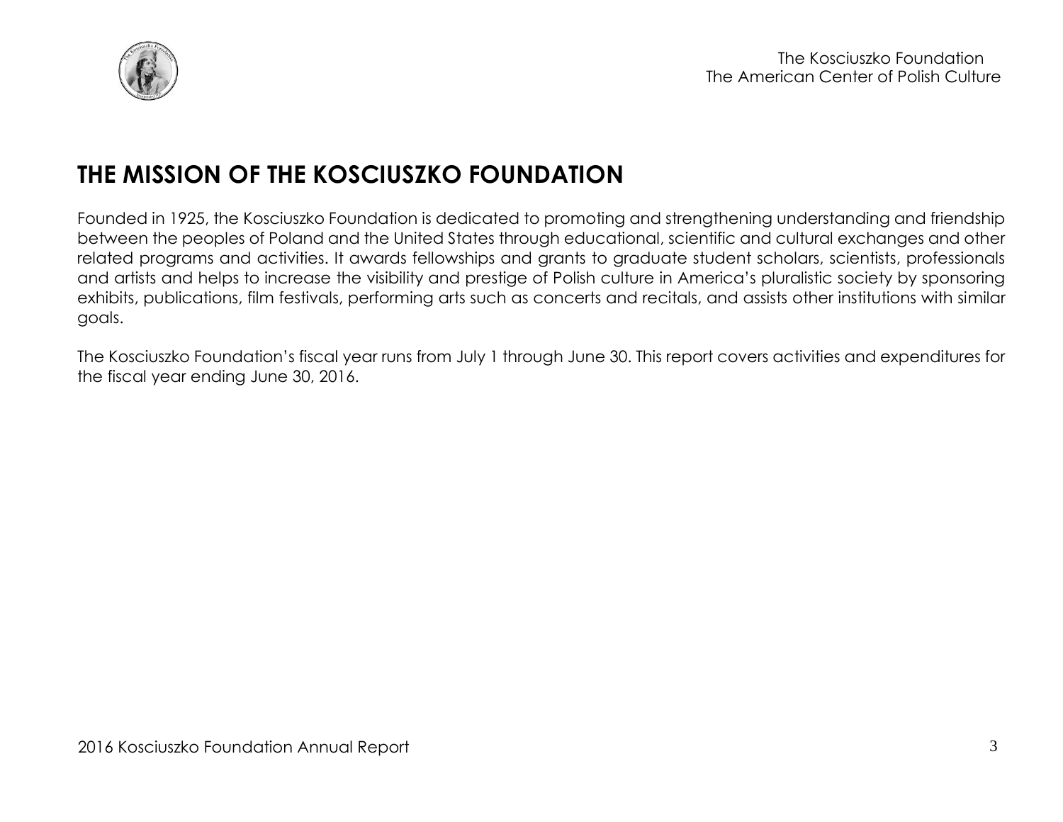# THE MISSION OF THE KOSCIUSZKO FOUNDATION

Founded in 1925, the Kosciuszko Foundation is dedicated to promoting and strengthening understanding and friendship between the peoples of Poland and the United States through educational, scientific and cultural exchanges and other related programs and activities. It awards fellowships and grants to graduate student scholars, scientists, professionals and artists and helps to increase the visibility and prestige of Polish culture in America's pluralistic society by sponsoring exhibits, publications, film festivals, performing arts such as concerts and recitals, and assists other institutions with similar goals.

The Kosciuszko Foundation's fiscal year runs from July 1 through June 30. This report covers activities and expenditures for the fiscal year ending June 30, 2016.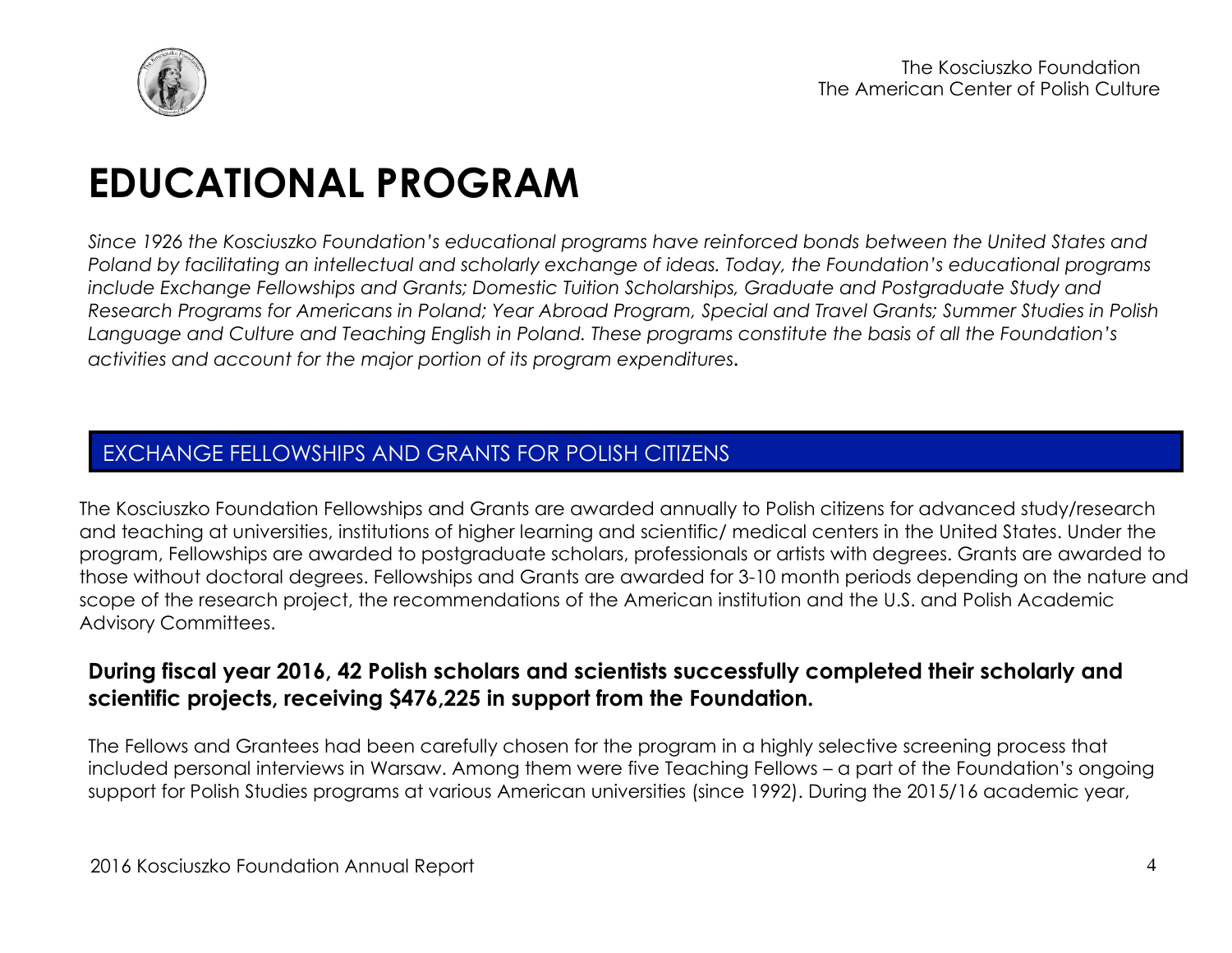# EDUCATIONAL PROGRAM

*Since 1926 the Kosciuszko Foundation's educational programs have reinforced bonds between the United States and Poland by facilitating an intellectual and scholarly exchange of ideas. Today, the Foundation's educational programs include Exchange Fellowships and Grants; Domestic Tuition Scholarships, Graduate and Postgraduate Study and Research Programs for Americans in Poland; Year Abroad Program, Special and Travel Grants; Summer Studies in Polish Language and Culture and Teaching English in Poland. These programs constitute the basis of all the Foundation's activities and account for the major portion of its program expenditures.*

## EXCHANGE FELLOWSHIPS AND GRANTS FOR POLISH CITIZENS

The Kosciuszko Foundation Fellowships and Grants are awarded annually to Polish citizens for advanced study/research and teaching at universities, institutions of higher learning and scientific/ medical centers in the United States. Under the program, Fellowships are awarded to postgraduate scholars, professionals or artists with degrees. Grants are awarded to those without doctoral degrees. Fellowships and Grants are awarded for 3-10 month periods depending on the nature and scope of the research project, the recommendations of the American institution and the U.S. and Polish Academic Advisory Committees.

**During fiscal year 2016, 42 Polish scholars and scientists successfully completed their scholarly and scientific projects, receiving $476,225 in support from the Foundation.**

The Fellows and Grantees had been carefully chosen for the program in a highly selective screening process that included personal interviews in Warsaw. Among them were five Teaching Fellows – a part of the Foundation's ongoing support for Polish Studies programs at various American universities (since 1992). During the 2015/16 academic year,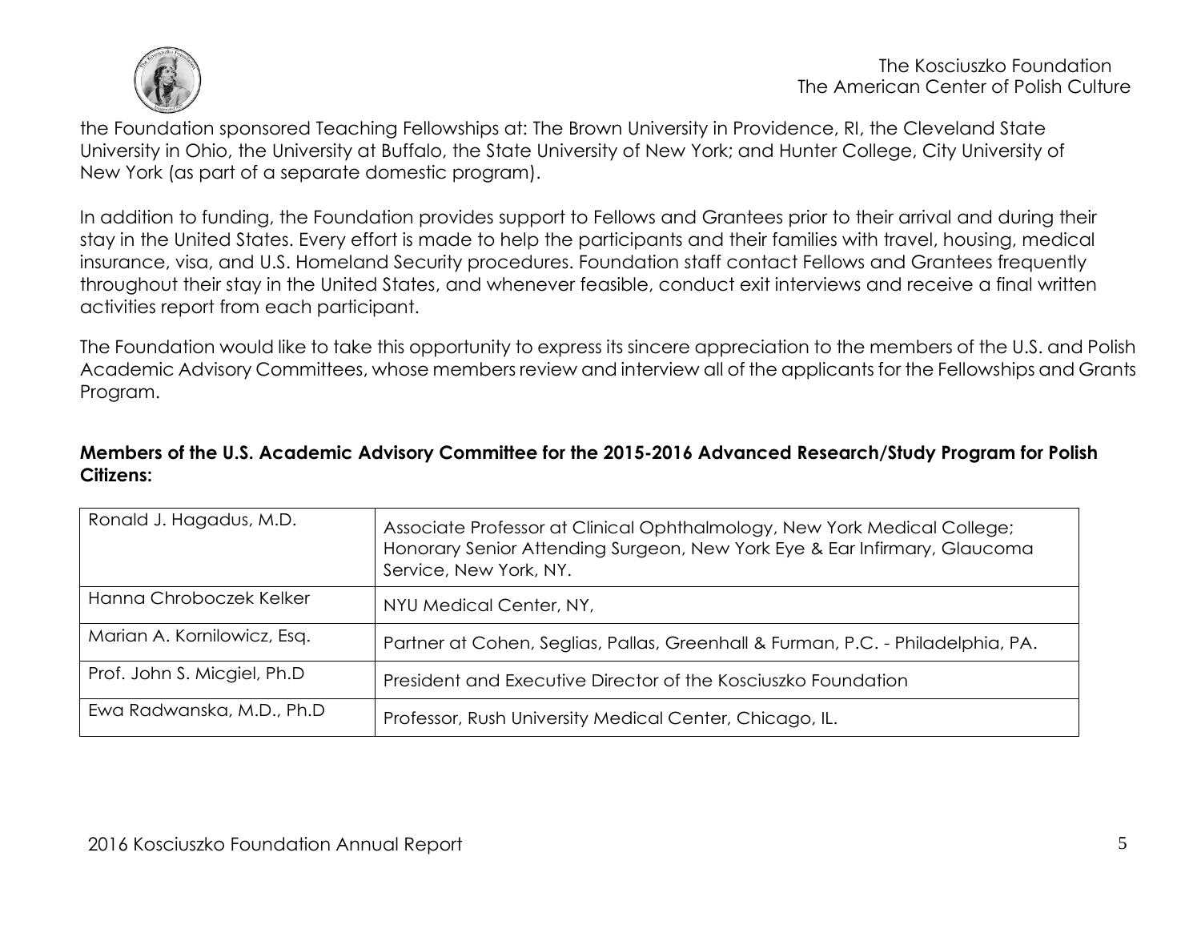the Foundation sponsored Teaching Fellowships at: The Brown University in Providence, RI, the Cleveland State University in Ohio, the University at Buffalo, the State University of New York; and Hunter College, City University of New York (as part of a separate domestic program).

In addition to funding, the Foundation provides support to Fellows and Grantees prior to their arrival and during their stay in the United States. Every effort is made to help the participants and their families with travel, housing, medical insurance, visa, and U.S. Homeland Security procedures. Foundation staff contact Fellows and Grantees frequently throughout their stay in the United States, and whenever feasible, conduct exit interviews and receive a final written activities report from each participant.

The Foundation would like to take this opportunity to express its sincere appreciation to the members of the U.S. and Polish Academic Advisory Committees, whose members review and interview all of the applicants for the Fellowships and Grants Program.

**Members of the U.S. Academic Advisory Committee for the 2015-2016 Advanced Research/Study Program for Polish Citizens:**

| | |
|---|---|
| Ronald J. Hagadus, M.D. | Associate Professor at Clinical Ophthalmology, New York Medical College; Honorary Senior Attending Surgeon, New York Eye & Ear Infirmary, Glaucoma Service, New York, NY. |
| Hanna Chroboczek Kelker | NYU Medical Center, NY, |
| Marian A. Kornilowicz, Esq. | Partner at Cohen, Seglias, Pallas, Greenhall & Furman, P.C. - Philadelphia, PA. |
| Prof. John S. Micgiel, Ph.D | President and Executive Director of the Kosciuszko Foundation |
| Ewa Radwanska, M.D., Ph.D | Professor, Rush University Medical Center, Chicago, IL. |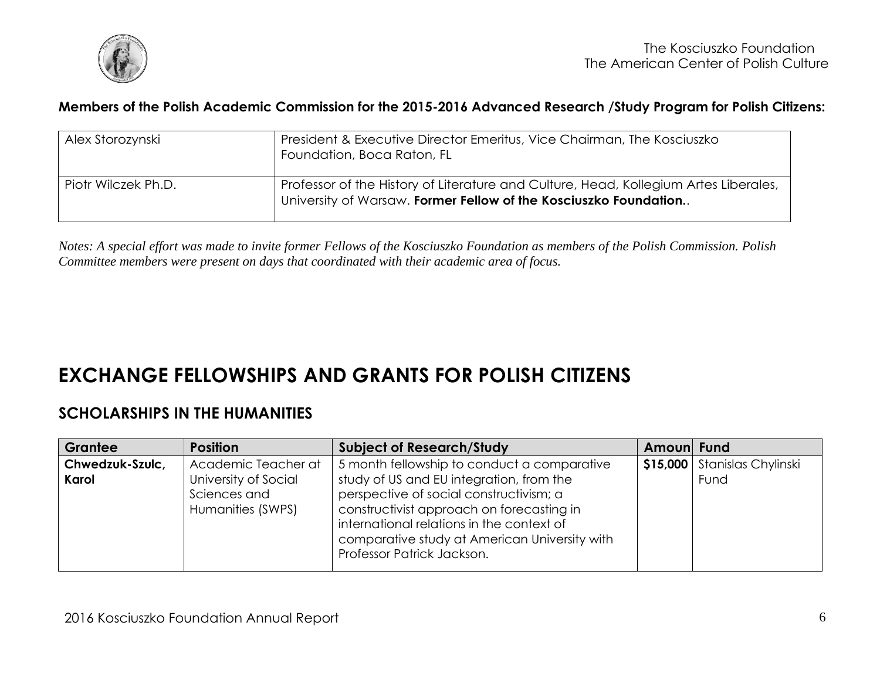**Members of the Polish Academic Commission for the 2015-2016 Advanced Research /Study Program for Polish Citizens:**

| | |
|---|---|
| Alex Storozynski | President & Executive Director Emeritus, Vice Chairman, The Kosciuszko Foundation, Boca Raton, FL |
| Piotr Wilczek Ph.D. | Professor of the History of Literature and Culture, Head, Kollegium Artes Liberales, University of Warsaw. **Former Fellow of the Kosciuszko Foundation.**. |

*Notes: A special effort was made to invite former Fellows of the Kosciuszko Foundation as members of the Polish Commission. Polish Committee members were present on days that coordinated with their academic area of focus.*

# EXCHANGE FELLOWSHIPS AND GRANTS FOR POLISH CITIZENS

## SCHOLARSHIPS IN THE HUMANITIES

| Grantee | Position | Subject of Research/Study | Amoun | Fund |
|---|---|---|---|---|
| **Chwedzuk-Szulc, Karol** | Academic Teacher at University of Social Sciences and Humanities (SWPS) | 5 month fellowship to conduct a comparative study of US and EU integration, from the perspective of social constructivism; a constructivist approach on forecasting in international relations in the context of comparative study at American University with Professor Patrick Jackson. | **$15,000** | Stanislas Chylinski Fund |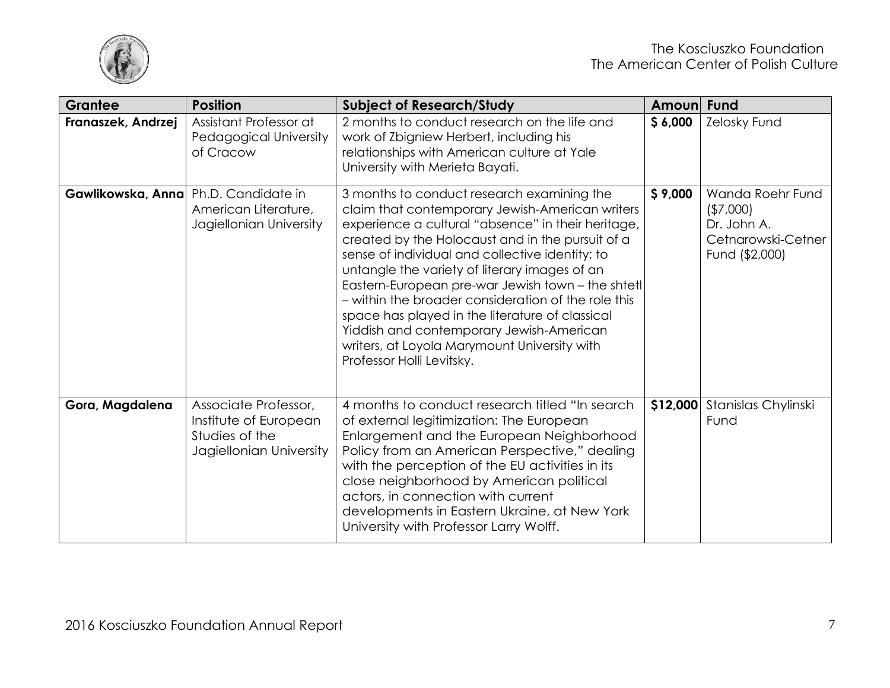| Grantee | Position | Subject of Research/Study | Amoun | Fund |
|---|---|---|---|---|
| **Franaszek, Andrzej** | Assistant Professor at Pedagogical University of Cracow | 2 months to conduct research on the life and work of Zbigniew Herbert, including his relationships with American culture at Yale University with Merieta Bayati. | **$ 6,000** | Zelosky Fund |
| **Gawlikowska, Anna** | Ph.D. Candidate in American Literature, Jagiellonian University | 3 months to conduct research examining the claim that contemporary Jewish-American writers experience a cultural "absence" in their heritage, created by the Holocaust and in the pursuit of a sense of individual and collective identity; to untangle the variety of literary images of an Eastern-European pre-war Jewish town – the shtetl – within the broader consideration of the role this space has played in the literature of classical Yiddish and contemporary Jewish-American writers, at Loyola Marymount University with Professor Holli Levitsky. | **$ 9,000** | Wanda Roehr Fund ($7,000) Dr. John A. Cetnarowski-Cetner Fund ($2,000) |
| **Gora, Magdalena** | Associate Professor, Institute of European Studies of the Jagiellonian University | 4 months to conduct research titled "In search of external legitimization: The European Enlargement and the European Neighborhood Policy from an American Perspective," dealing with the perception of the EU activities in its close neighborhood by American political actors, in connection with current developments in Eastern Ukraine, at New York University with Professor Larry Wolff. | **$12,000** | Stanislas Chylinski Fund |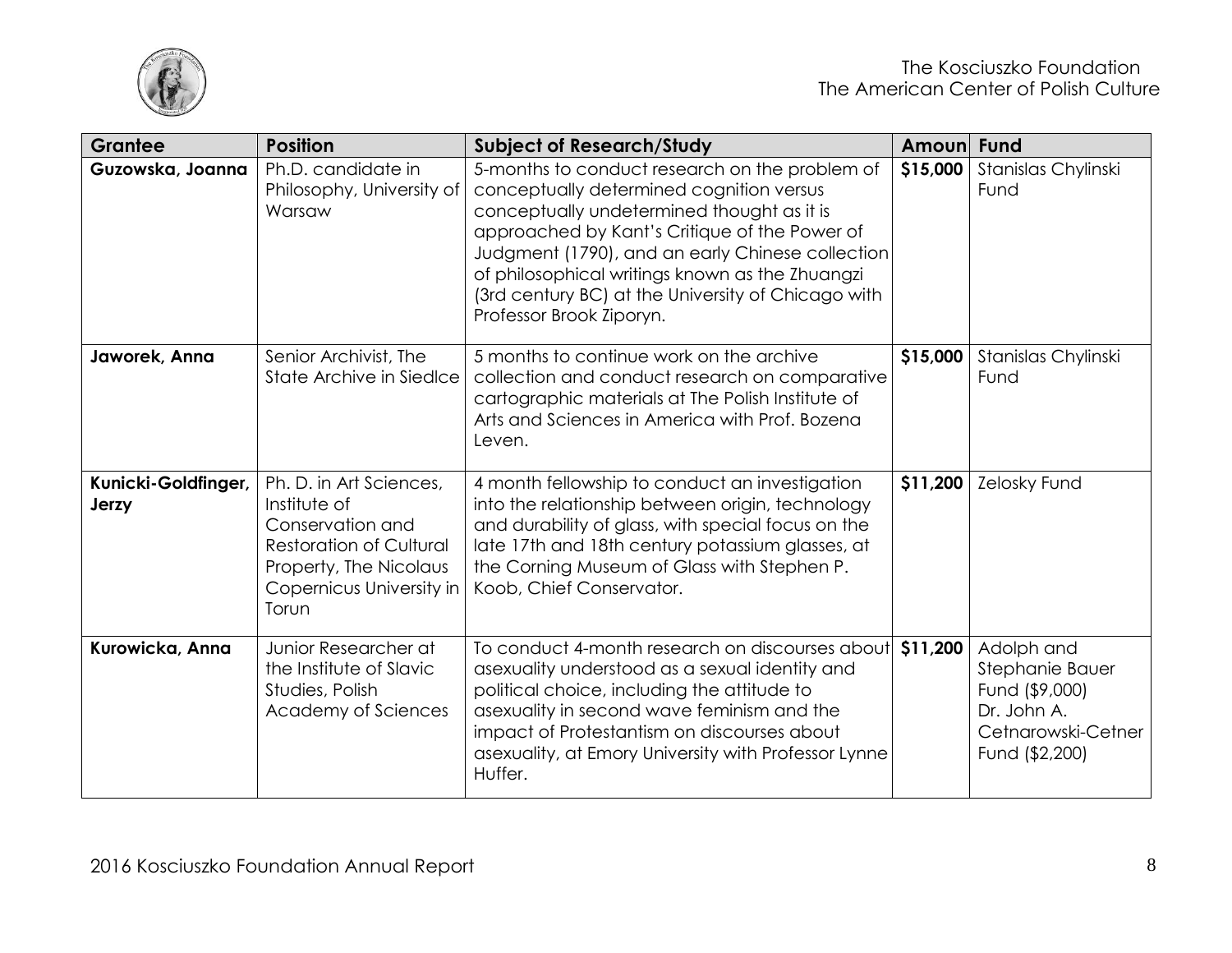| Grantee | Position | Subject of Research/Study | Amoun | Fund |
|---|---|---|---|---|
| **Guzowska, Joanna** | Ph.D. candidate in Philosophy, University of Warsaw | 5-months to conduct research on the problem of conceptually determined cognition versus conceptually undetermined thought as it is approached by Kant's Critique of the Power of Judgment (1790), and an early Chinese collection of philosophical writings known as the Zhuangzi (3rd century BC) at the University of Chicago with Professor Brook Ziporyn. | **$15,000** | Stanislas Chylinski Fund |
| **Jaworek, Anna** | Senior Archivist, The State Archive in Siedlce | 5 months to continue work on the archive collection and conduct research on comparative cartographic materials at The Polish Institute of Arts and Sciences in America with Prof. Bozena Leven. | **$15,000** | Stanislas Chylinski Fund |
| **Kunicki-Goldfinger, Jerzy** | Ph. D. in Art Sciences, Institute of Conservation and Restoration of Cultural Property, The Nicolaus Copernicus University in Torun | 4 month fellowship to conduct an investigation into the relationship between origin, technology and durability of glass, with special focus on the late 17th and 18th century potassium glasses, at the Corning Museum of Glass with Stephen P. Koob, Chief Conservator. | **$11,200** | Zelosky Fund |
| **Kurowicka, Anna** | Junior Researcher at the Institute of Slavic Studies, Polish Academy of Sciences | To conduct 4-month research on discourses about asexuality understood as a sexual identity and political choice, including the attitude to asexuality in second wave feminism and the impact of Protestantism on discourses about asexuality, at Emory University with Professor Lynne Huffer. | **$11,200** | Adolph and Stephanie Bauer Fund ($9,000) Dr. John A. Cetnarowski-Cetner Fund ($2,200) |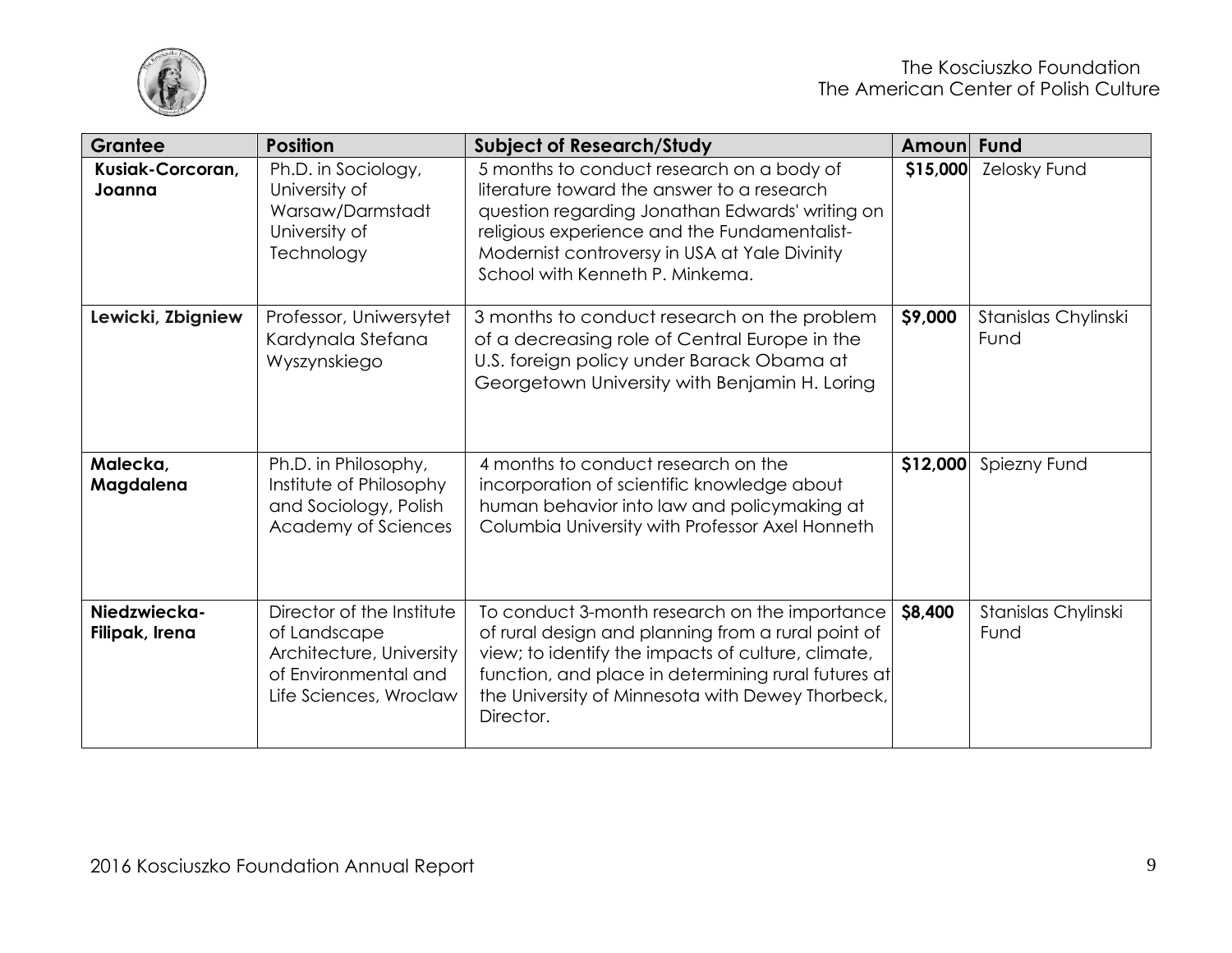| Grantee | Position | Subject of Research/Study | Amoun | Fund |
|---|---|---|---|---|
| **Kusiak-Corcoran, Joanna** | Ph.D. in Sociology, University of Warsaw/Darmstadt University of Technology | 5 months to conduct research on a body of literature toward the answer to a research question regarding Jonathan Edwards' writing on religious experience and the Fundamentalist-Modernist controversy in USA at Yale Divinity School with Kenneth P. Minkema. | **$15,000** | Zelosky Fund |
| **Lewicki, Zbigniew** | Professor, Uniwersytet Kardynala Stefana Wyszynskiego | 3 months to conduct research on the problem of a decreasing role of Central Europe in the U.S. foreign policy under Barack Obama at Georgetown University with Benjamin H. Loring | **$9,000** | Stanislas Chylinski Fund |
| **Malecka, Magdalena** | Ph.D. in Philosophy, Institute of Philosophy and Sociology, Polish Academy of Sciences | 4 months to conduct research on the incorporation of scientific knowledge about human behavior into law and policymaking at Columbia University with Professor Axel Honneth | **$12,000** | Spiezny Fund |
| **Niedzwiecka-Filipak, Irena** | Director of the Institute of Landscape Architecture, University of Environmental and Life Sciences, Wroclaw | To conduct 3-month research on the importance of rural design and planning from a rural point of view; to identify the impacts of culture, climate, function, and place in determining rural futures at the University of Minnesota with Dewey Thorbeck, Director. | **$8,400** | Stanislas Chylinski Fund |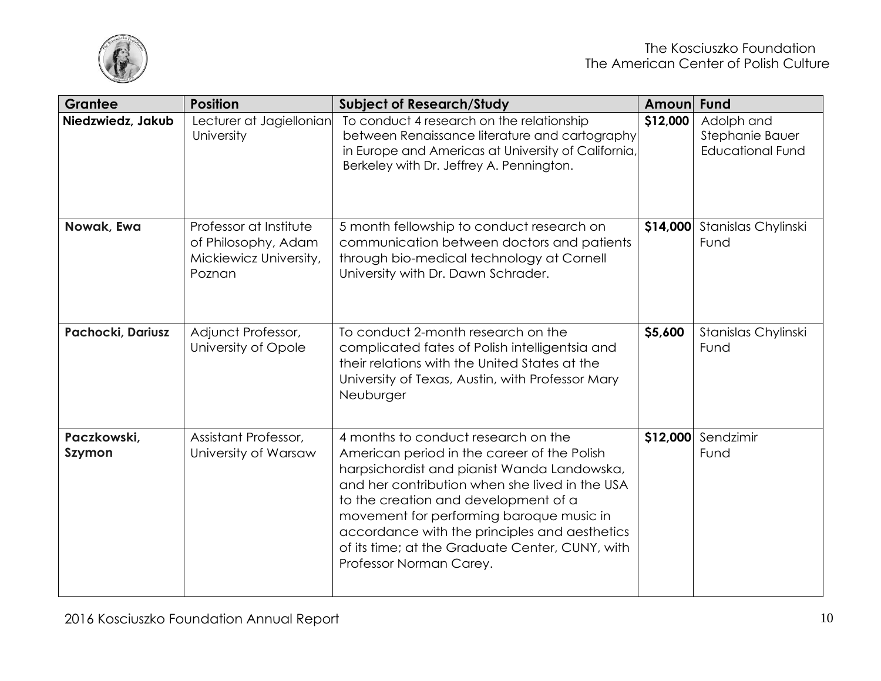| Grantee | Position | Subject of Research/Study | Amoun | Fund |
|---|---|---|---|---|
| **Niedzwiedz, Jakub** | Lecturer at Jagiellonian University | To conduct 4 research on the relationship between Renaissance literature and cartography in Europe and Americas at University of California, Berkeley with Dr. Jeffrey A. Pennington. | **$12,000** | Adolph and Stephanie Bauer Educational Fund |
| **Nowak, Ewa** | Professor at Institute of Philosophy, Adam Mickiewicz University, Poznan | 5 month fellowship to conduct research on communication between doctors and patients through bio-medical technology at Cornell University with Dr. Dawn Schrader. | **$14,000** | Stanislas Chylinski Fund |
| **Pachocki, Dariusz** | Adjunct Professor, University of Opole | To conduct 2-month research on the complicated fates of Polish intelligentsia and their relations with the United States at the University of Texas, Austin, with Professor Mary Neuburger | **$5,600** | Stanislas Chylinski Fund |
| **Paczkowski, Szymon** | Assistant Professor, University of Warsaw | 4 months to conduct research on the American period in the career of the Polish harpsichordist and pianist Wanda Landowska, and her contribution when she lived in the USA to the creation and development of a movement for performing baroque music in accordance with the principles and aesthetics of its time; at the Graduate Center, CUNY, with Professor Norman Carey. | **$12,000** | Sendzimir Fund |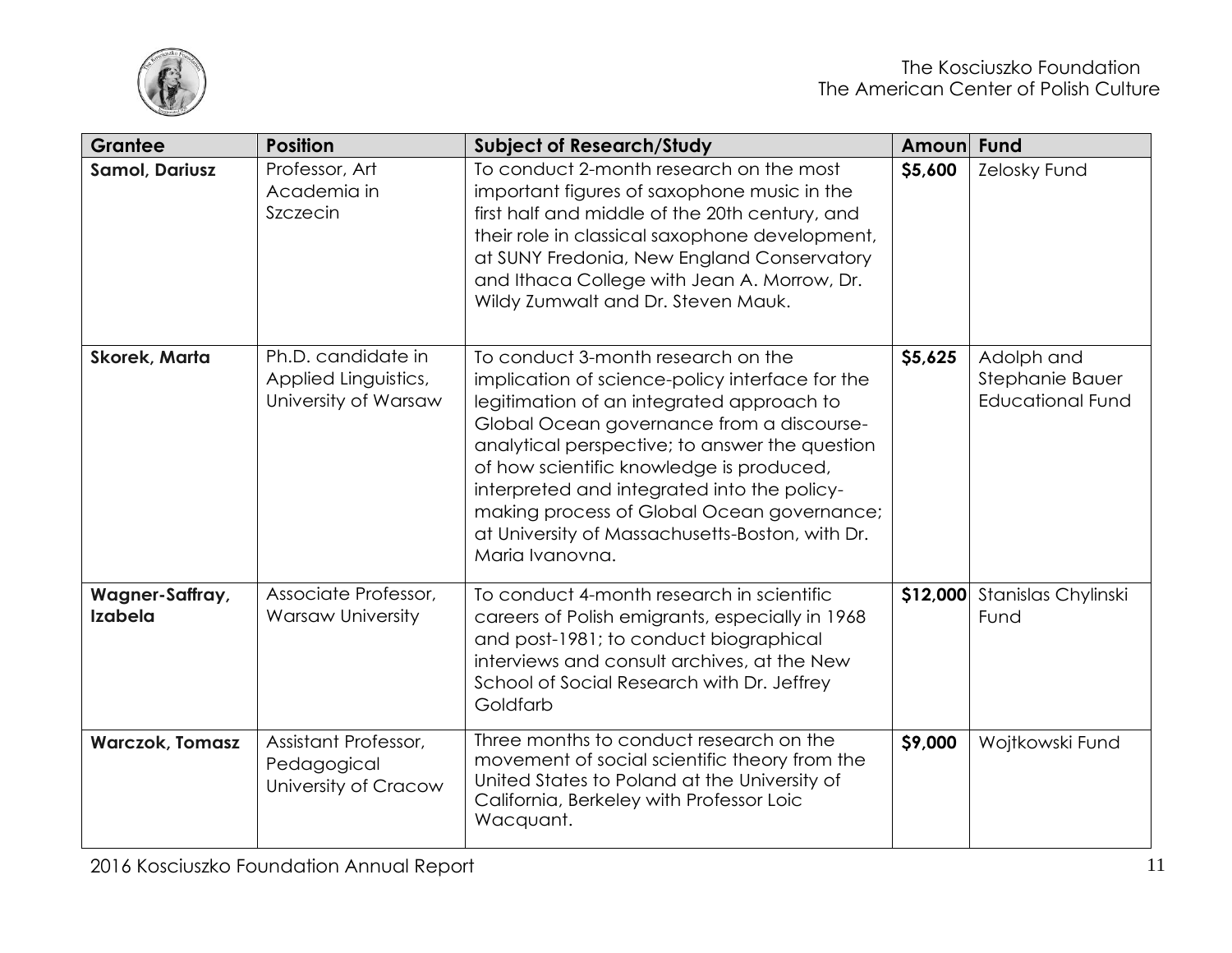| Grantee | Position | Subject of Research/Study | Amoun | Fund |
|---|---|---|---|---|
| **Samol, Dariusz** | Professor, Art Academia in Szczecin | To conduct 2-month research on the most important figures of saxophone music in the first half and middle of the 20th century, and their role in classical saxophone development, at SUNY Fredonia, New England Conservatory and Ithaca College with Jean A. Morrow, Dr. Wildy Zumwalt and Dr. Steven Mauk. | **$5,600** | Zelosky Fund |
| **Skorek, Marta** | Ph.D. candidate in Applied Linguistics, University of Warsaw | To conduct 3-month research on the implication of science-policy interface for the legitimation of an integrated approach to Global Ocean governance from a discourse-analytical perspective; to answer the question of how scientific knowledge is produced, interpreted and integrated into the policy-making process of Global Ocean governance; at University of Massachusetts-Boston, with Dr. Maria Ivanovna. | **$5,625** | Adolph and Stephanie Bauer Educational Fund |
| **Wagner-Saffray, Izabela** | Associate Professor, Warsaw University | To conduct 4-month research in scientific careers of Polish emigrants, especially in 1968 and post-1981; to conduct biographical interviews and consult archives, at the New School of Social Research with Dr. Jeffrey Goldfarb | **$12,000** | Stanislas Chylinski Fund |
| **Warczok, Tomasz** | Assistant Professor, Pedagogical University of Cracow | Three months to conduct research on the movement of social scientific theory from the United States to Poland at the University of California, Berkeley with Professor Loic Wacquant. | **$9,000** | Wojtkowski Fund |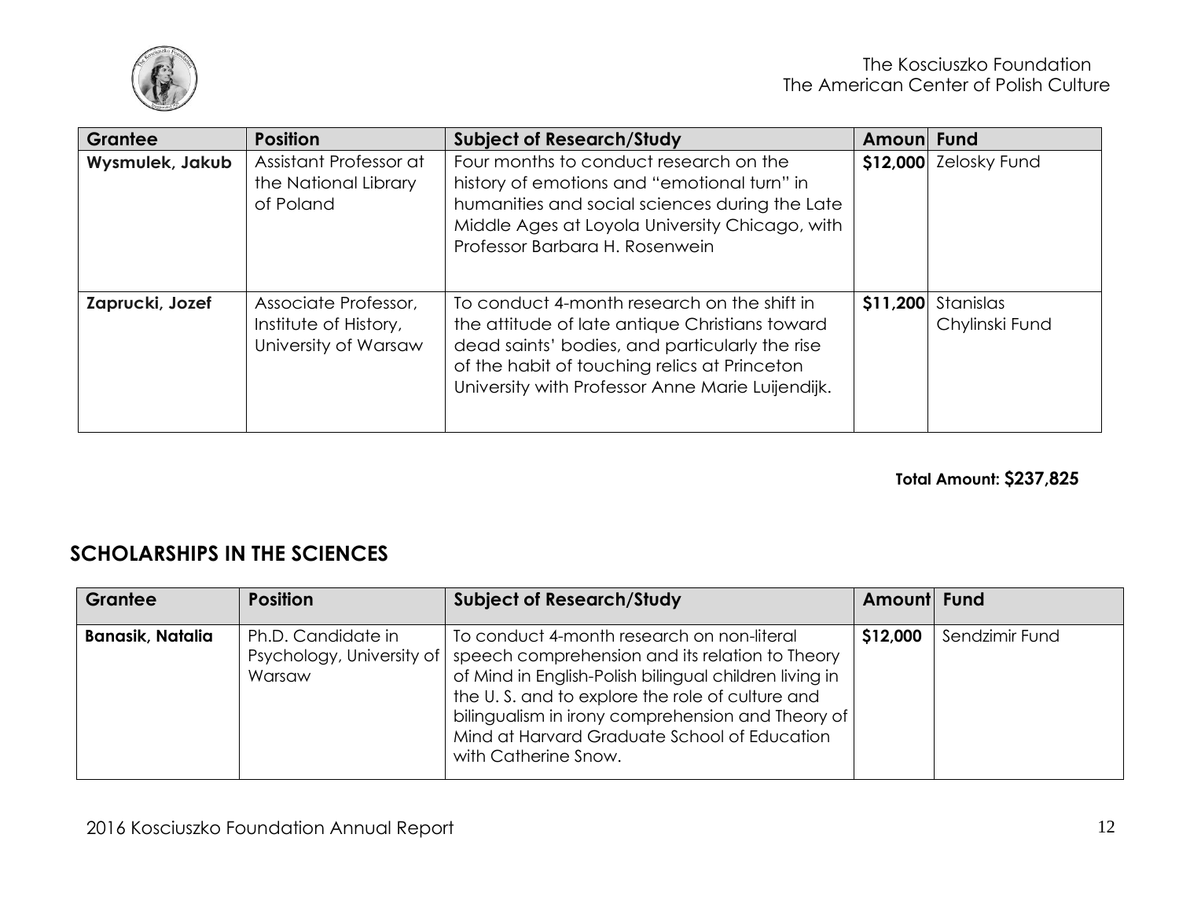| Grantee | Position | Subject of Research/Study | Amount | Fund |
|---|---|---|---|---|
| **Wysmulek, Jakub** | Assistant Professor at the National Library of Poland | Four months to conduct research on the history of emotions and "emotional turn" in humanities and social sciences during the Late Middle Ages at Loyola University Chicago, with Professor Barbara H. Rosenwein | **$12,000** | Zelosky Fund |
| **Zaprucki, Jozef** | Associate Professor, Institute of History, University of Warsaw | To conduct 4-month research on the shift in the attitude of late antique Christians toward dead saints' bodies, and particularly the rise of the habit of touching relics at Princeton University with Professor Anne Marie Luijendijk. | **$11,200** | Stanislas Chylinski Fund |

**Total Amount: $237,825**

## SCHOLARSHIPS IN THE SCIENCES

| Grantee | Position | Subject of Research/Study | Amount | Fund |
|---|---|---|---|---|
| **Banasik, Natalia** | Ph.D. Candidate in Psychology, University of Warsaw | To conduct 4-month research on non-literal speech comprehension and its relation to Theory of Mind in English-Polish bilingual children living in the U. S. and to explore the role of culture and bilingualism in irony comprehension and Theory of Mind at Harvard Graduate School of Education with Catherine Snow. | **$12,000** | Sendzimir Fund |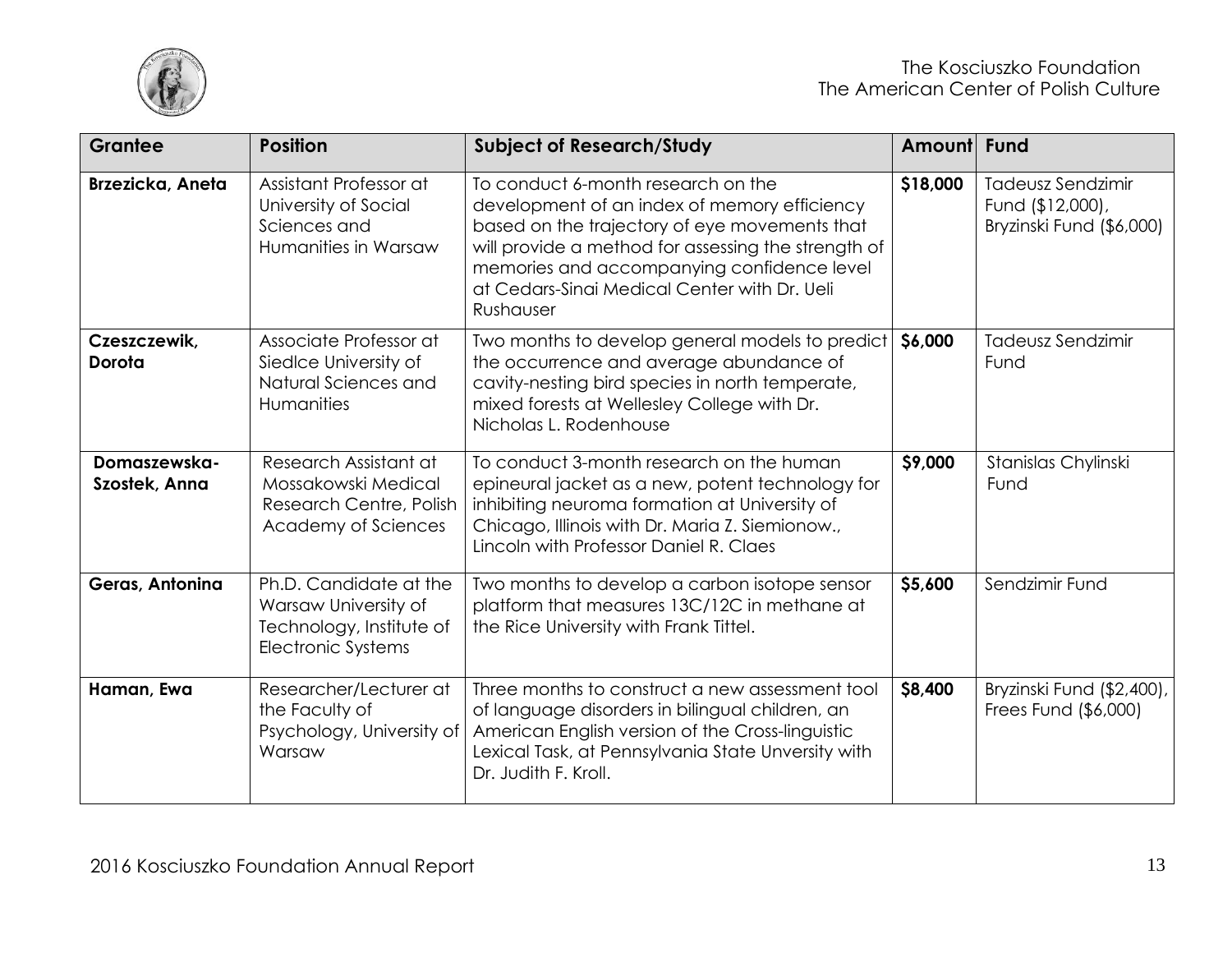| Grantee | Position | Subject of Research/Study | Amount | Fund |
|---|---|---|---|---|
| **Brzezicka, Aneta** | Assistant Professor at University of Social Sciences and Humanities in Warsaw | To conduct 6-month research on the development of an index of memory efficiency based on the trajectory of eye movements that will provide a method for assessing the strength of memories and accompanying confidence level at Cedars-Sinai Medical Center with Dr. Ueli Rushauser | **$18,000** | Tadeusz Sendzimir Fund ($12,000), Bryzinski Fund ($6,000) |
| **Czeszczewik, Dorota** | Associate Professor at Siedlce University of Natural Sciences and Humanities | Two months to develop general models to predict the occurrence and average abundance of cavity-nesting bird species in north temperate, mixed forests at Wellesley College with Dr. Nicholas L. Rodenhouse | **$6,000** | Tadeusz Sendzimir Fund |
| **Domaszewska-Szostek, Anna** | Research Assistant at Mossakowski Medical Research Centre, Polish Academy of Sciences | To conduct 3-month research on the human epineural jacket as a new, potent technology for inhibiting neuroma formation at University of Chicago, Illinois with Dr. Maria Z. Siemionow., Lincoln with Professor Daniel R. Claes | **$9,000** | Stanislas Chylinski Fund |
| **Geras, Antonina** | Ph.D. Candidate at the Warsaw University of Technology, Institute of Electronic Systems | Two months to develop a carbon isotope sensor platform that measures 13C/12C in methane at the Rice University with Frank Tittel. | **$5,600** | Sendzimir Fund |
| **Haman, Ewa** | Researcher/Lecturer at the Faculty of Psychology, University of Warsaw | Three months to construct a new assessment tool of language disorders in bilingual children, an American English version of the Cross-linguistic Lexical Task, at Pennsylvania State Unversity with Dr. Judith F. Kroll. | **$8,400** | Bryzinski Fund ($2,400), Frees Fund ($6,000) |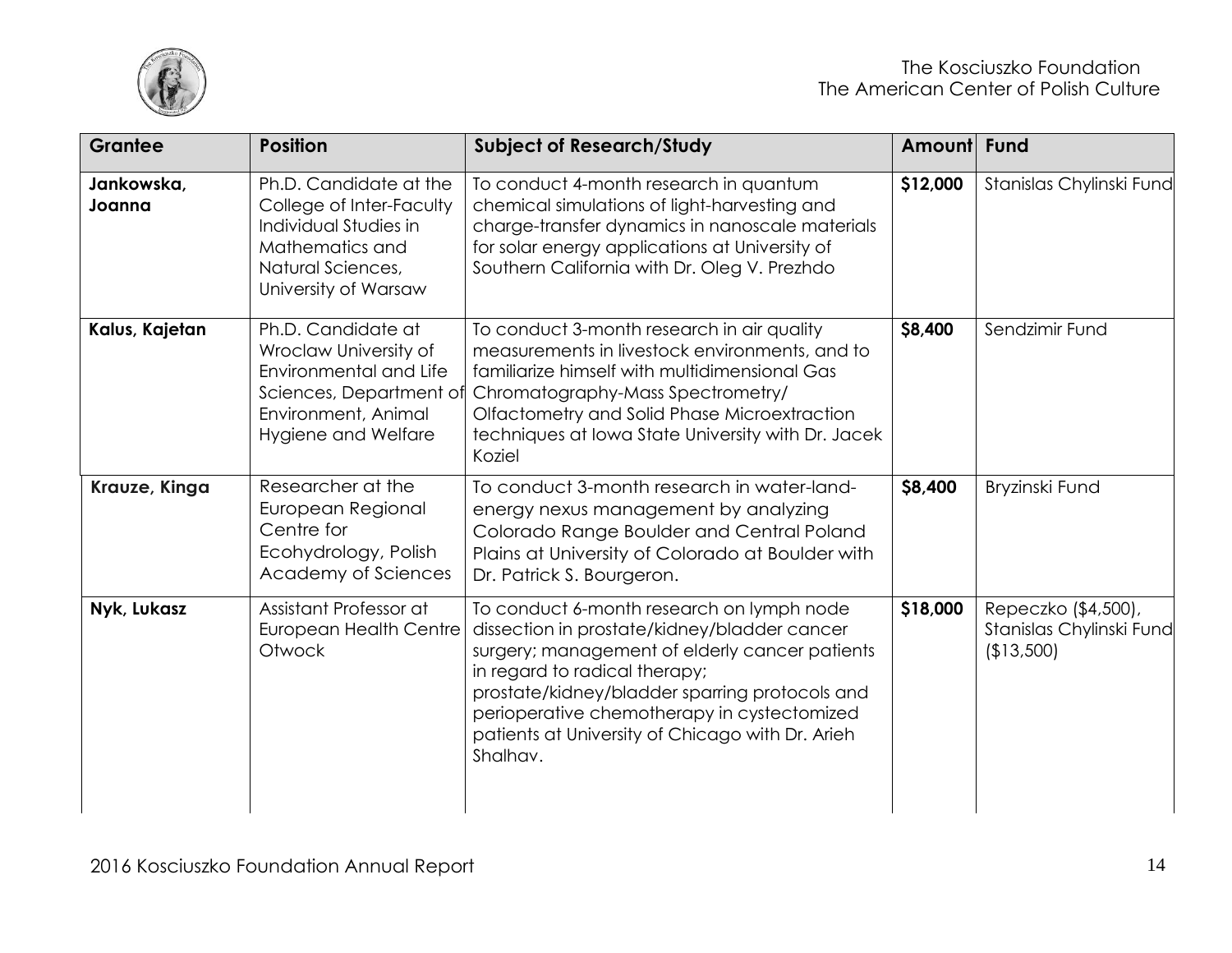| Grantee | Position | Subject of Research/Study | Amount | Fund |
|---|---|---|---|---|
| **Jankowska, Joanna** | Ph.D. Candidate at the College of Inter-Faculty Individual Studies in Mathematics and Natural Sciences, University of Warsaw | To conduct 4-month research in quantum chemical simulations of light-harvesting and charge-transfer dynamics in nanoscale materials for solar energy applications at University of Southern California with Dr. Oleg V. Prezhdo | **$12,000** | Stanislas Chylinski Fund |
| **Kalus, Kajetan** | Ph.D. Candidate at Wroclaw University of Environmental and Life Sciences, Department of Environment, Animal Hygiene and Welfare | To conduct 3-month research in air quality measurements in livestock environments, and to familiarize himself with multidimensional Gas Chromatography-Mass Spectrometry/ Olfactometry and Solid Phase Microextraction techniques at Iowa State University with Dr. Jacek Koziel | **$8,400** | Sendzimir Fund |
| **Krauze, Kinga** | Researcher at the European Regional Centre for Ecohydrology, Polish Academy of Sciences | To conduct 3-month research in water-land-energy nexus management by analyzing Colorado Range Boulder and Central Poland Plains at University of Colorado at Boulder with Dr. Patrick S. Bourgeron. | **$8,400** | Bryzinski Fund |
| **Nyk, Lukasz** | Assistant Professor at European Health Centre Otwock | To conduct 6-month research on lymph node dissection in prostate/kidney/bladder cancer surgery; management of elderly cancer patients in regard to radical therapy; prostate/kidney/bladder sparring protocols and perioperative chemotherapy in cystectomized patients at University of Chicago with Dr. Arieh Shalhav. | **$18,000** | Repeczko ($4,500), Stanislas Chylinski Fund ($13,500) |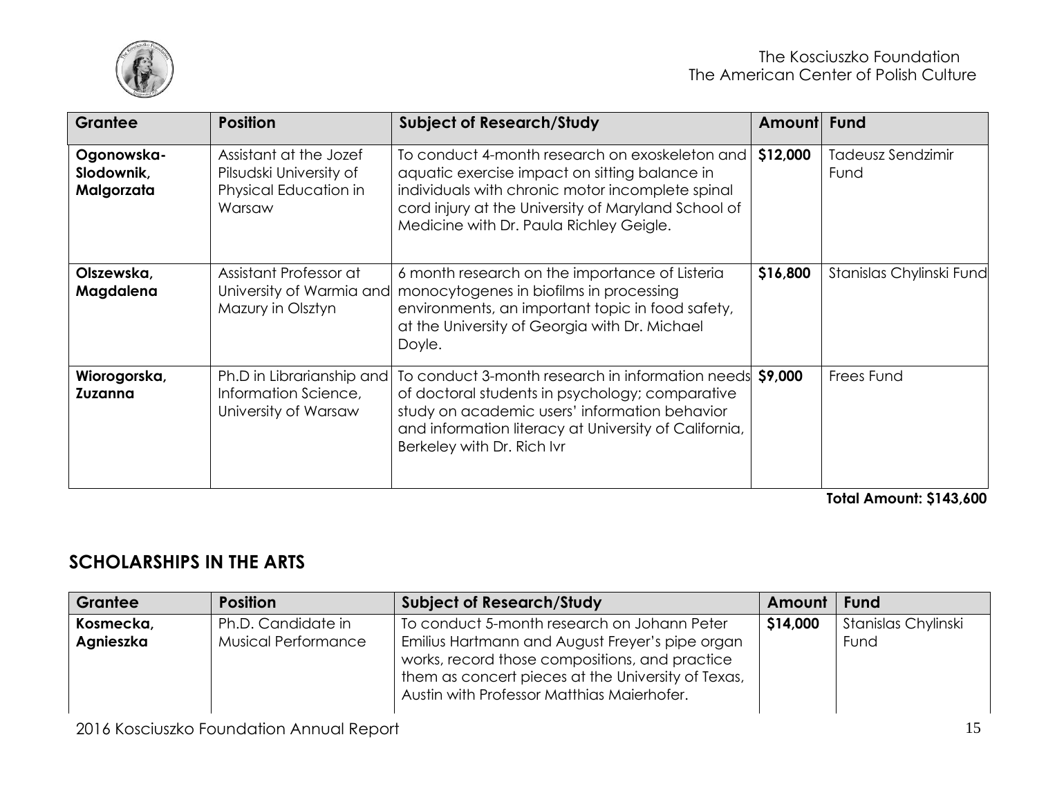| Grantee | Position | Subject of Research/Study | Amount | Fund |
|---|---|---|---|---|
| **Ogonowska-Slodownik, Malgorzata** | Assistant at the Jozef Pilsudski University of Physical Education in Warsaw | To conduct 4-month research on exoskeleton and aquatic exercise impact on sitting balance in individuals with chronic motor incomplete spinal cord injury at the University of Maryland School of Medicine with Dr. Paula Richley Geigle. | **$12,000** | Tadeusz Sendzimir Fund |
| **Olszewska, Magdalena** | Assistant Professor at University of Warmia and Mazury in Olsztyn | 6 month research on the importance of Listeria monocytogenes in biofilms in processing environments, an important topic in food safety, at the University of Georgia with Dr. Michael Doyle. | **$16,800** | Stanislas Chylinski Fund |
| **Wiorogorska, Zuzanna** | Ph.D in Librarianship and Information Science, University of Warsaw | To conduct 3-month research in information needs of doctoral students in psychology; comparative study on academic users' information behavior and information literacy at University of California, Berkeley with Dr. Rich Ivr | **$9,000** | Frees Fund |

**Total Amount: $143,600**

## SCHOLARSHIPS IN THE ARTS

| Grantee | Position | Subject of Research/Study | Amount | Fund |
|---|---|---|---|---|
| **Kosmecka, Agnieszka** | Ph.D. Candidate in Musical Performance | To conduct 5-month research on Johann Peter Emilius Hartmann and August Freyer's pipe organ works, record those compositions, and practice them as concert pieces at the University of Texas, Austin with Professor Matthias Maierhofer. | **$14,000** | Stanislas Chylinski Fund |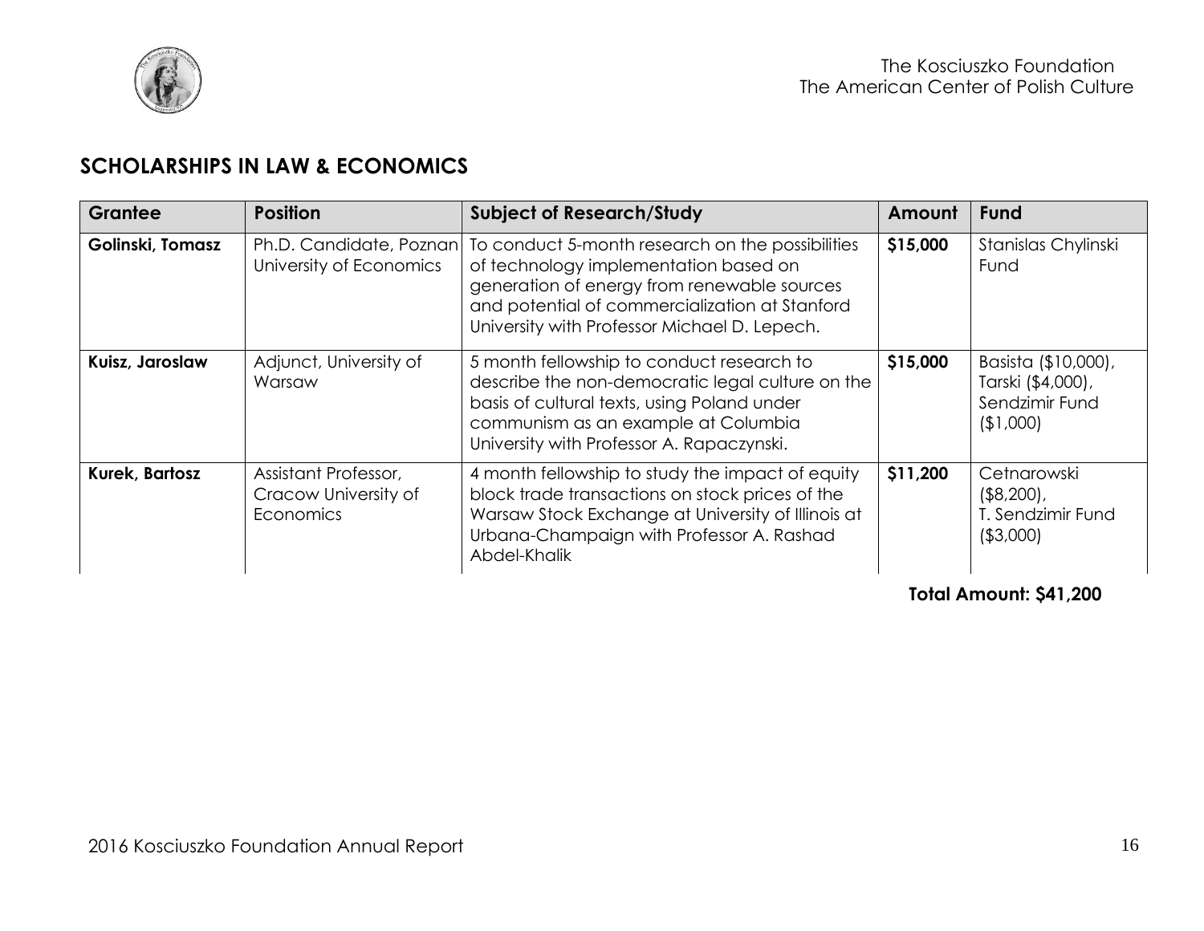## SCHOLARSHIPS IN LAW & ECONOMICS

| Grantee | Position | Subject of Research/Study | Amount | Fund |
|---|---|---|---|---|
| **Golinski, Tomasz** | Ph.D. Candidate, Poznan University of Economics | To conduct 5-month research on the possibilities of technology implementation based on generation of energy from renewable sources and potential of commercialization at Stanford University with Professor Michael D. Lepech. | **$15,000** | Stanislas Chylinski Fund |
| **Kuisz, Jaroslaw** | Adjunct, University of Warsaw | 5 month fellowship to conduct research to describe the non-democratic legal culture on the basis of cultural texts, using Poland under communism as an example at Columbia University with Professor A. Rapaczynski. | **$15,000** | Basista ($10,000), Tarski ($4,000), Sendzimir Fund ($1,000) |
| **Kurek, Bartosz** | Assistant Professor, Cracow University of Economics | 4 month fellowship to study the impact of equity block trade transactions on stock prices of the Warsaw Stock Exchange at University of Illinois at Urbana-Champaign with Professor A. Rashad Abdel-Khalik | **$11,200** | Cetnarowski ($8,200), T. Sendzimir Fund ($3,000) |

**Total Amount: $41,200**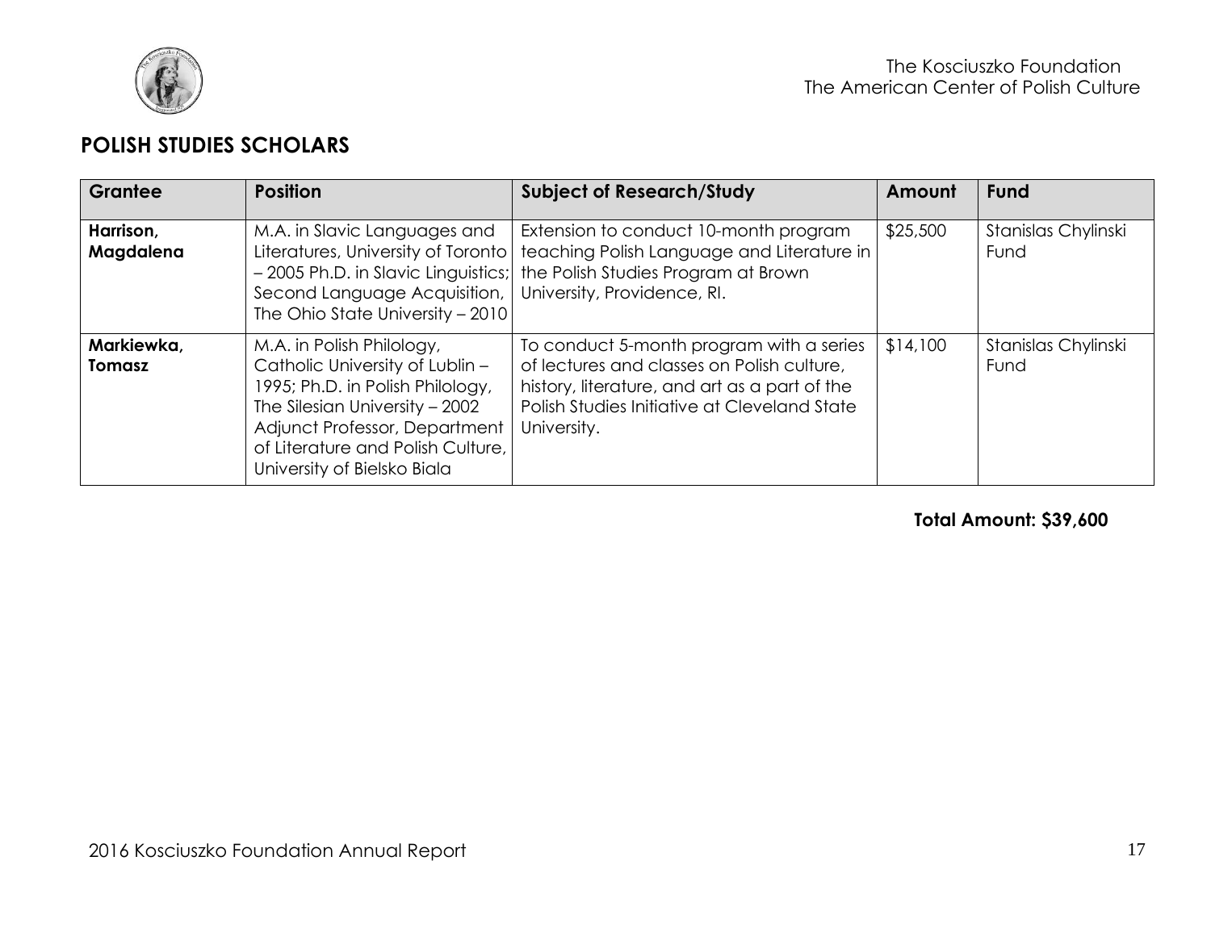## POLISH STUDIES SCHOLARS

| Grantee | Position | Subject of Research/Study | Amount | Fund |
|---|---|---|---|---|
| **Harrison, Magdalena** | M.A. in Slavic Languages and Literatures, University of Toronto – 2005 Ph.D. in Slavic Linguistics; Second Language Acquisition, The Ohio State University – 2010 | Extension to conduct 10-month program teaching Polish Language and Literature in the Polish Studies Program at Brown University, Providence, RI. | $25,500 | Stanislas Chylinski Fund |
| **Markiewka, Tomasz** | M.A. in Polish Philology, Catholic University of Lublin – 1995; Ph.D. in Polish Philology, The Silesian University – 2002 Adjunct Professor, Department of Literature and Polish Culture, University of Bielsko Biala | To conduct 5-month program with a series of lectures and classes on Polish culture, history, literature, and art as a part of the Polish Studies Initiative at Cleveland State University. | $14,100 | Stanislas Chylinski Fund |

**Total Amount: $39,600**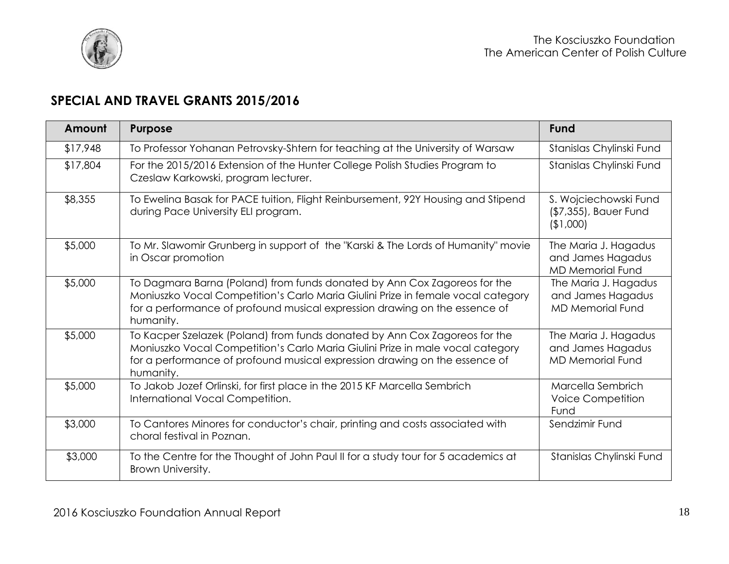## SPECIAL AND TRAVEL GRANTS 2015/2016

| Amount | Purpose | Fund |
|---|---|---|
| $17,948 | To Professor Yohanan Petrovsky-Shtern for teaching at the University of Warsaw | Stanislas Chylinski Fund |
| $17,804 | For the 2015/2016 Extension of the Hunter College Polish Studies Program to Czeslaw Karkowski, program lecturer. | Stanislas Chylinski Fund |
| $8,355 | To Ewelina Basak for PACE tuition, Flight Reinbursement, 92Y Housing and Stipend during Pace University ELI program. | S. Wojciechowski Fund ($7,355), Bauer Fund ($1,000) |
| $5,000 | To Mr. Slawomir Grunberg in support of the "Karski & The Lords of Humanity" movie in Oscar promotion | The Maria J. Hagadus and James Hagadus MD Memorial Fund |
| $5,000 | To Dagmara Barna (Poland) from funds donated by Ann Cox Zagoreos for the Moniuszko Vocal Competition's Carlo Maria Giulini Prize in female vocal category for a performance of profound musical expression drawing on the essence of humanity. | The Maria J. Hagadus and James Hagadus MD Memorial Fund |
| $5,000 | To Kacper Szelazek (Poland) from funds donated by Ann Cox Zagoreos for the Moniuszko Vocal Competition's Carlo Maria Giulini Prize in male vocal category for a performance of profound musical expression drawing on the essence of humanity. | The Maria J. Hagadus and James Hagadus MD Memorial Fund |
| $5,000 | To Jakob Jozef Orlinski, for first place in the 2015 KF Marcella Sembrich International Vocal Competition. | Marcella Sembrich Voice Competition Fund |
| $3,000 | To Cantores Minores for conductor's chair, printing and costs associated with choral festival in Poznan. | Sendzimir Fund |
| $3,000 | To the Centre for the Thought of John Paul II for a study tour for 5 academics at Brown University. | Stanislas Chylinski Fund |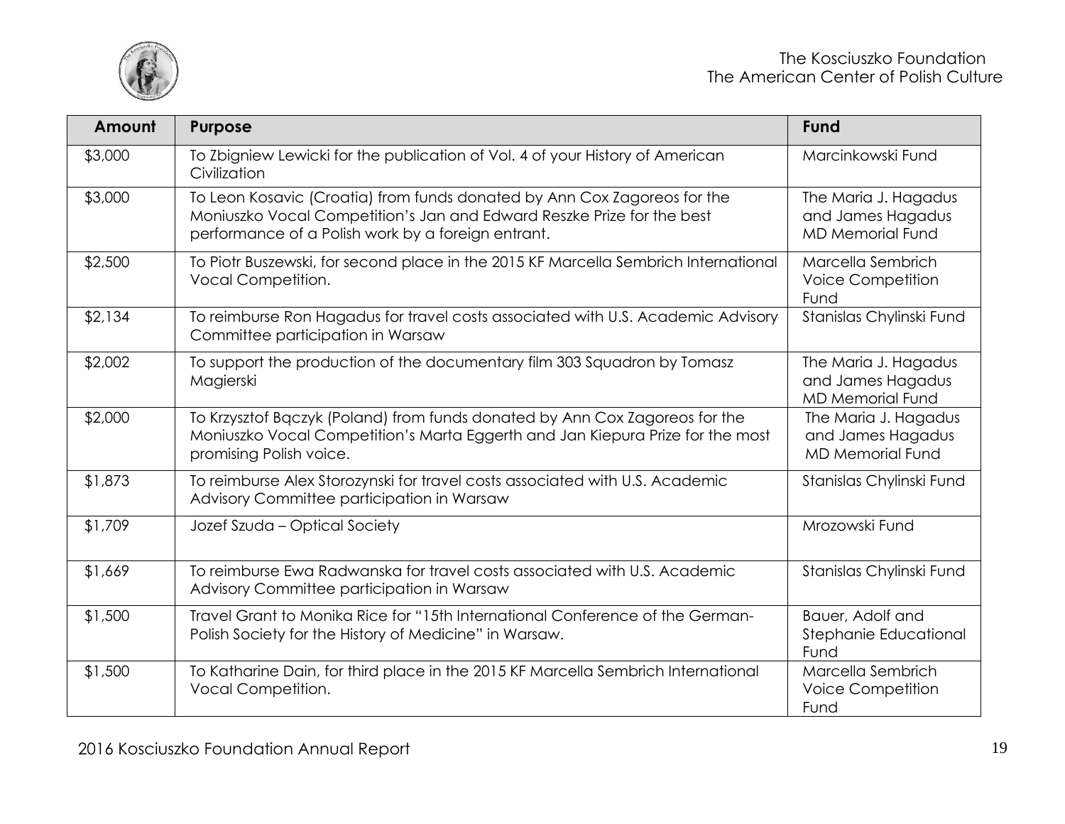| Amount | Purpose | Fund |
| --- | --- | --- |
| $3,000 | To Zbigniew Lewicki for the publication of Vol. 4 of your History of American Civilization | Marcinkowski Fund |
| $3,000 | To Leon Kosavic (Croatia) from funds donated by Ann Cox Zagoreos for the Moniuszko Vocal Competition's Jan and Edward Reszke Prize for the best performance of a Polish work by a foreign entrant. | The Maria J. Hagadus and James Hagadus MD Memorial Fund |
| $2,500 | To Piotr Buszewski, for second place in the 2015 KF Marcella Sembrich International Vocal Competition. | Marcella Sembrich Voice Competition Fund |
| $2,134 | To reimburse Ron Hagadus for travel costs associated with U.S. Academic Advisory Committee participation in Warsaw | Stanislas Chylinski Fund |
| $2,002 | To support the production of the documentary film 303 Squadron by Tomasz Magierski | The Maria J. Hagadus and James Hagadus MD Memorial Fund |
| $2,000 | To Krzysztof Bączyk (Poland) from funds donated by Ann Cox Zagoreos for the Moniuszko Vocal Competition's Marta Eggerth and Jan Kiepura Prize for the most promising Polish voice. | The Maria J. Hagadus and James Hagadus MD Memorial Fund |
| $1,873 | To reimburse Alex Storozynski for travel costs associated with U.S. Academic Advisory Committee participation in Warsaw | Stanislas Chylinski Fund |
| $1,709 | Jozef Szuda – Optical Society | Mrozowski Fund |
| $1,669 | To reimburse Ewa Radwanska for travel costs associated with U.S. Academic Advisory Committee participation in Warsaw | Stanislas Chylinski Fund |
| $1,500 | Travel Grant to Monika Rice for "15th International Conference of the German-Polish Society for the History of Medicine" in Warsaw. | Bauer, Adolf and Stephanie Educational Fund |
| $1,500 | To Katharine Dain, for third place in the 2015 KF Marcella Sembrich International Vocal Competition. | Marcella Sembrich Voice Competition Fund |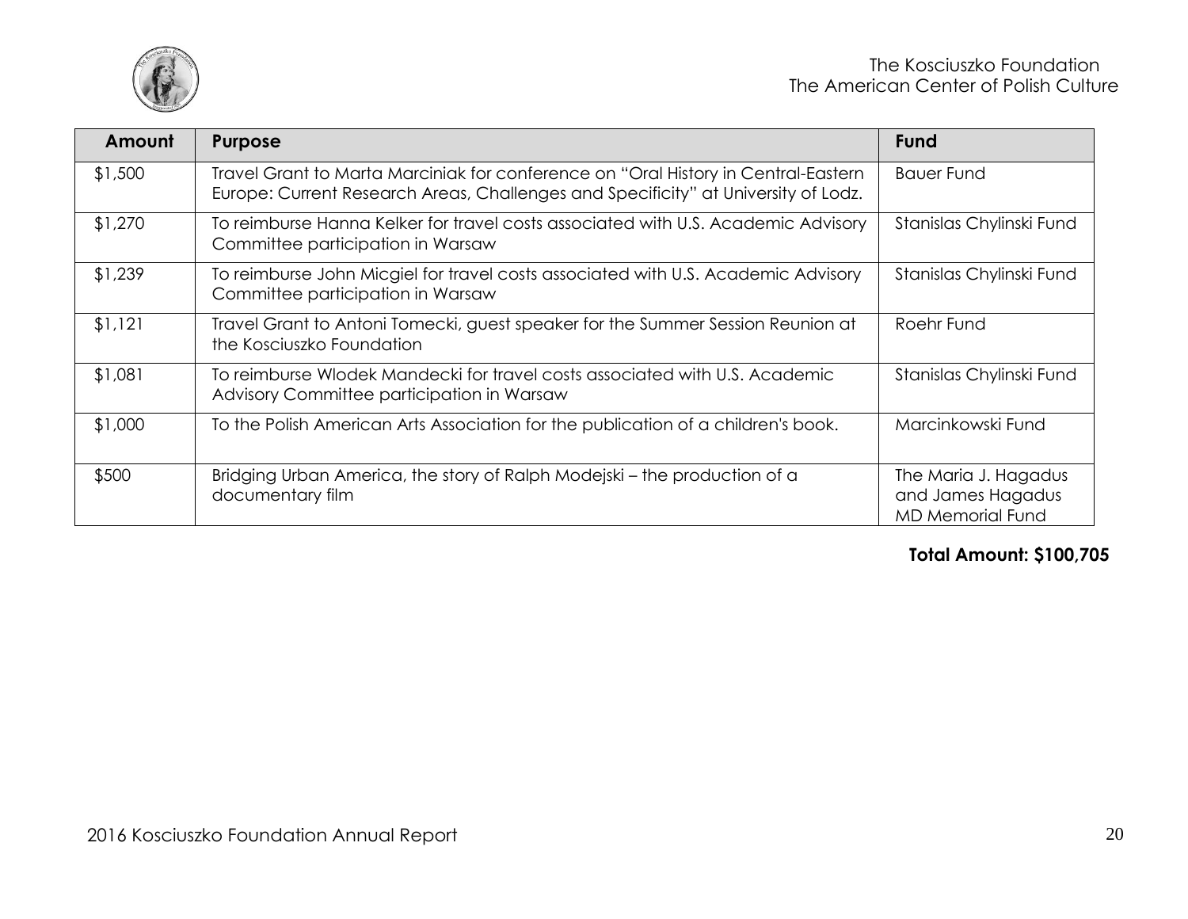| Amount | Purpose | Fund |
| --- | --- | --- |
| $1,500 | Travel Grant to Marta Marciniak for conference on "Oral History in Central-Eastern Europe: Current Research Areas, Challenges and Specificity" at University of Lodz. | Bauer Fund |
| $1,270 | To reimburse Hanna Kelker for travel costs associated with U.S. Academic Advisory Committee participation in Warsaw | Stanislas Chylinski Fund |
| $1,239 | To reimburse John Micgiel for travel costs associated with U.S. Academic Advisory Committee participation in Warsaw | Stanislas Chylinski Fund |
| $1,121 | Travel Grant to Antoni Tomecki, guest speaker for the Summer Session Reunion at the Kosciuszko Foundation | Roehr Fund |
| $1,081 | To reimburse Wlodek Mandecki for travel costs associated with U.S. Academic Advisory Committee participation in Warsaw | Stanislas Chylinski Fund |
| $1,000 | To the Polish American Arts Association for the publication of a children's book. | Marcinkowski Fund |
| $500 | Bridging Urban America, the story of Ralph Modejski – the production of a documentary film | The Maria J. Hagadus and James Hagadus MD Memorial Fund |

**Total Amount: $100,705**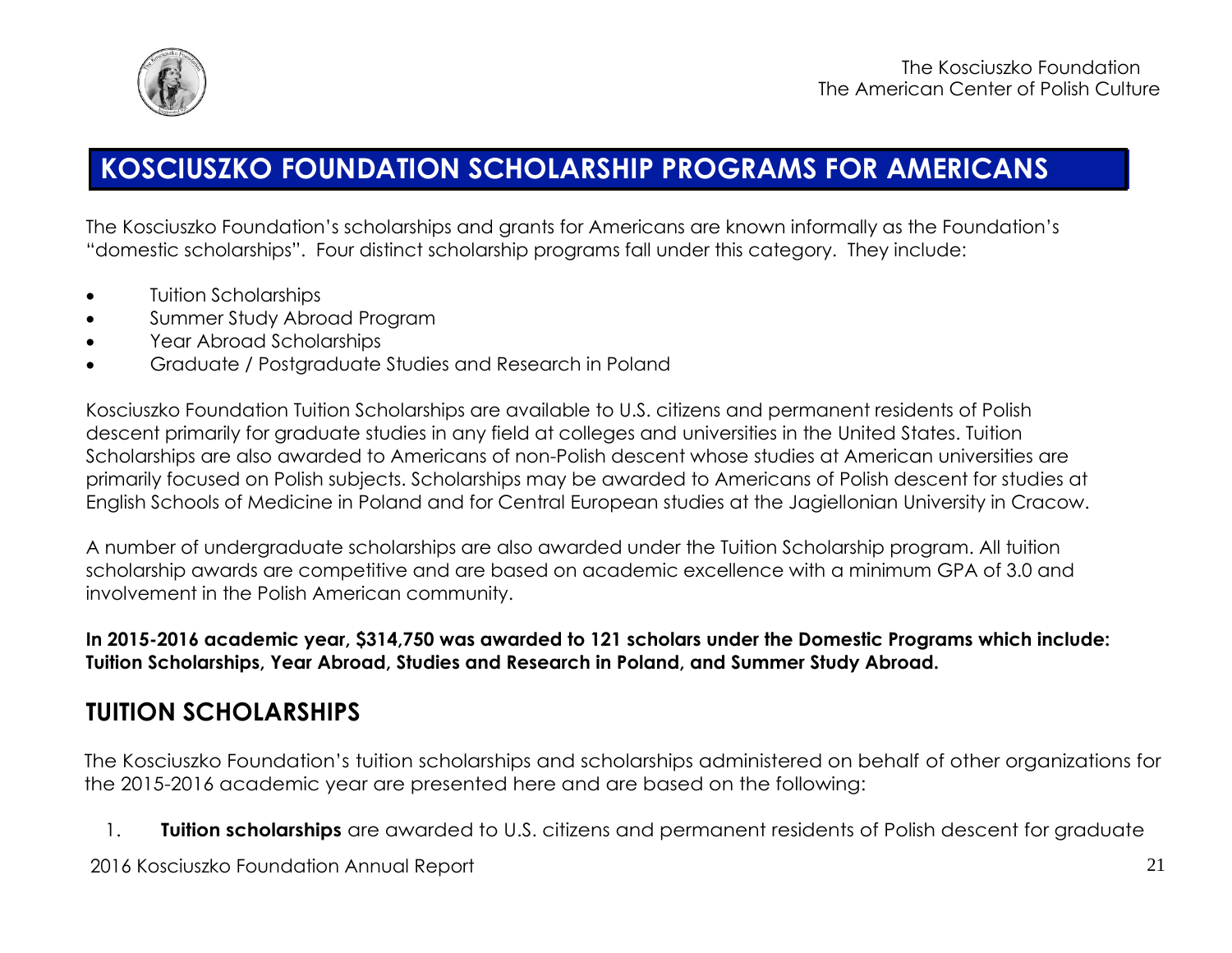# KOSCIUSZKO FOUNDATION SCHOLARSHIP PROGRAMS FOR AMERICANS

The Kosciuszko Foundation's scholarships and grants for Americans are known informally as the Foundation's "domestic scholarships". Four distinct scholarship programs fall under this category. They include:

- Tuition Scholarships
- Summer Study Abroad Program
- Year Abroad Scholarships
- Graduate / Postgraduate Studies and Research in Poland

Kosciuszko Foundation Tuition Scholarships are available to U.S. citizens and permanent residents of Polish descent primarily for graduate studies in any field at colleges and universities in the United States. Tuition Scholarships are also awarded to Americans of non-Polish descent whose studies at American universities are primarily focused on Polish subjects. Scholarships may be awarded to Americans of Polish descent for studies at English Schools of Medicine in Poland and for Central European studies at the Jagiellonian University in Cracow.

A number of undergraduate scholarships are also awarded under the Tuition Scholarship program. All tuition scholarship awards are competitive and are based on academic excellence with a minimum GPA of 3.0 and involvement in the Polish American community.

**In 2015-2016 academic year, $314,750 was awarded to 121 scholars under the Domestic Programs which include: Tuition Scholarships, Year Abroad, Studies and Research in Poland, and Summer Study Abroad.**

## TUITION SCHOLARSHIPS

The Kosciuszko Foundation's tuition scholarships and scholarships administered on behalf of other organizations for the 2015-2016 academic year are presented here and are based on the following:

1. **Tuition scholarships** are awarded to U.S. citizens and permanent residents of Polish descent for graduate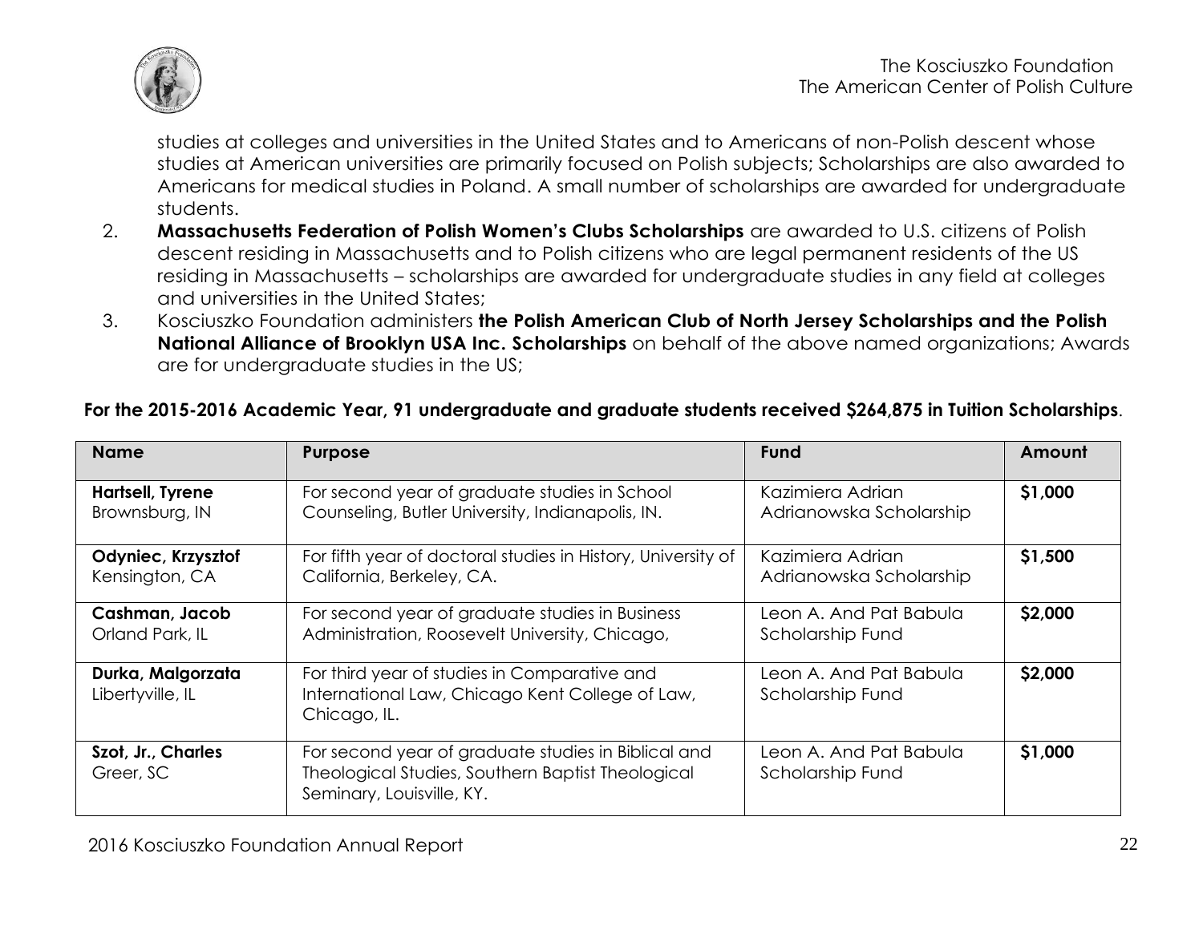studies at colleges and universities in the United States and to Americans of non-Polish descent whose studies at American universities are primarily focused on Polish subjects; Scholarships are also awarded to Americans for medical studies in Poland. A small number of scholarships are awarded for undergraduate students.

2. **Massachusetts Federation of Polish Women's Clubs Scholarships** are awarded to U.S. citizens of Polish descent residing in Massachusetts and to Polish citizens who are legal permanent residents of the US residing in Massachusetts – scholarships are awarded for undergraduate studies in any field at colleges and universities in the United States;
3. Kosciuszko Foundation administers **the Polish American Club of North Jersey Scholarships and the Polish National Alliance of Brooklyn USA Inc. Scholarships** on behalf of the above named organizations; Awards are for undergraduate studies in the US;

**For the 2015-2016 Academic Year, 91 undergraduate and graduate students received $264,875 in Tuition Scholarships**.

| Name | Purpose | Fund | Amount |
|---|---|---|---|
| **Hartsell, Tyrene** Brownsburg, IN | For second year of graduate studies in School Counseling, Butler University, Indianapolis, IN. | Kazimiera Adrian Adrianowska Scholarship | **$1,000** |
| **Odyniec, Krzysztof** Kensington, CA | For fifth year of doctoral studies in History, University of California, Berkeley, CA. | Kazimiera Adrian Adrianowska Scholarship | **$1,500** |
| **Cashman, Jacob** Orland Park, IL | For second year of graduate studies in Business Administration, Roosevelt University, Chicago, | Leon A. And Pat Babula Scholarship Fund | **$2,000** |
| **Durka, Malgorzata** Libertyville, IL | For third year of studies in Comparative and International Law, Chicago Kent College of Law, Chicago, IL. | Leon A. And Pat Babula Scholarship Fund | **$2,000** |
| **Szot, Jr., Charles** Greer, SC | For second year of graduate studies in Biblical and Theological Studies, Southern Baptist Theological Seminary, Louisville, KY. | Leon A. And Pat Babula Scholarship Fund | **$1,000** |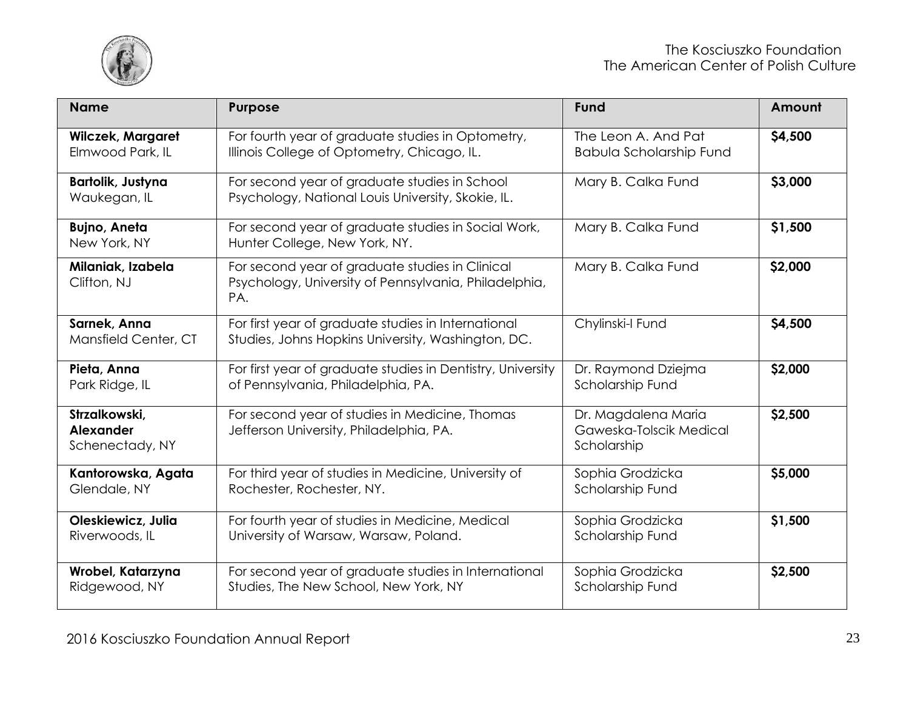| Name | Purpose | Fund | Amount |
| --- | --- | --- | --- |
| **Wilczek, Margaret** Elmwood Park, IL | For fourth year of graduate studies in Optometry, Illinois College of Optometry, Chicago, IL. | The Leon A. And Pat Babula Scholarship Fund | **$4,500** |
| **Bartolik, Justyna** Waukegan, IL | For second year of graduate studies in School Psychology, National Louis University, Skokie, IL. | Mary B. Calka Fund | **$3,000** |
| **Bujno, Aneta** New York, NY | For second year of graduate studies in Social Work, Hunter College, New York, NY. | Mary B. Calka Fund | **$1,500** |
| **Milaniak, Izabela** Clifton, NJ | For second year of graduate studies in Clinical Psychology, University of Pennsylvania, Philadelphia, PA. | Mary B. Calka Fund | **$2,000** |
| **Sarnek, Anna** Mansfield Center, CT | For first year of graduate studies in International Studies, Johns Hopkins University, Washington, DC. | Chylinski-I Fund | **$4,500** |
| **Pieta, Anna** Park Ridge, IL | For first year of graduate studies in Dentistry, University of Pennsylvania, Philadelphia, PA. | Dr. Raymond Dziejma Scholarship Fund | **$2,000** |
| **Strzalkowski, Alexander** Schenectady, NY | For second year of studies in Medicine, Thomas Jefferson University, Philadelphia, PA. | Dr. Magdalena Maria Gaweska-Tolscik Medical Scholarship | **$2,500** |
| **Kantorowska, Agata** Glendale, NY | For third year of studies in Medicine, University of Rochester, Rochester, NY. | Sophia Grodzicka Scholarship Fund | **$5,000** |
| **Oleskiewicz, Julia** Riverwoods, IL | For fourth year of studies in Medicine, Medical University of Warsaw, Warsaw, Poland. | Sophia Grodzicka Scholarship Fund | **$1,500** |
| **Wrobel, Katarzyna** Ridgewood, NY | For second year of graduate studies in International Studies, The New School, New York, NY | Sophia Grodzicka Scholarship Fund | **$2,500** |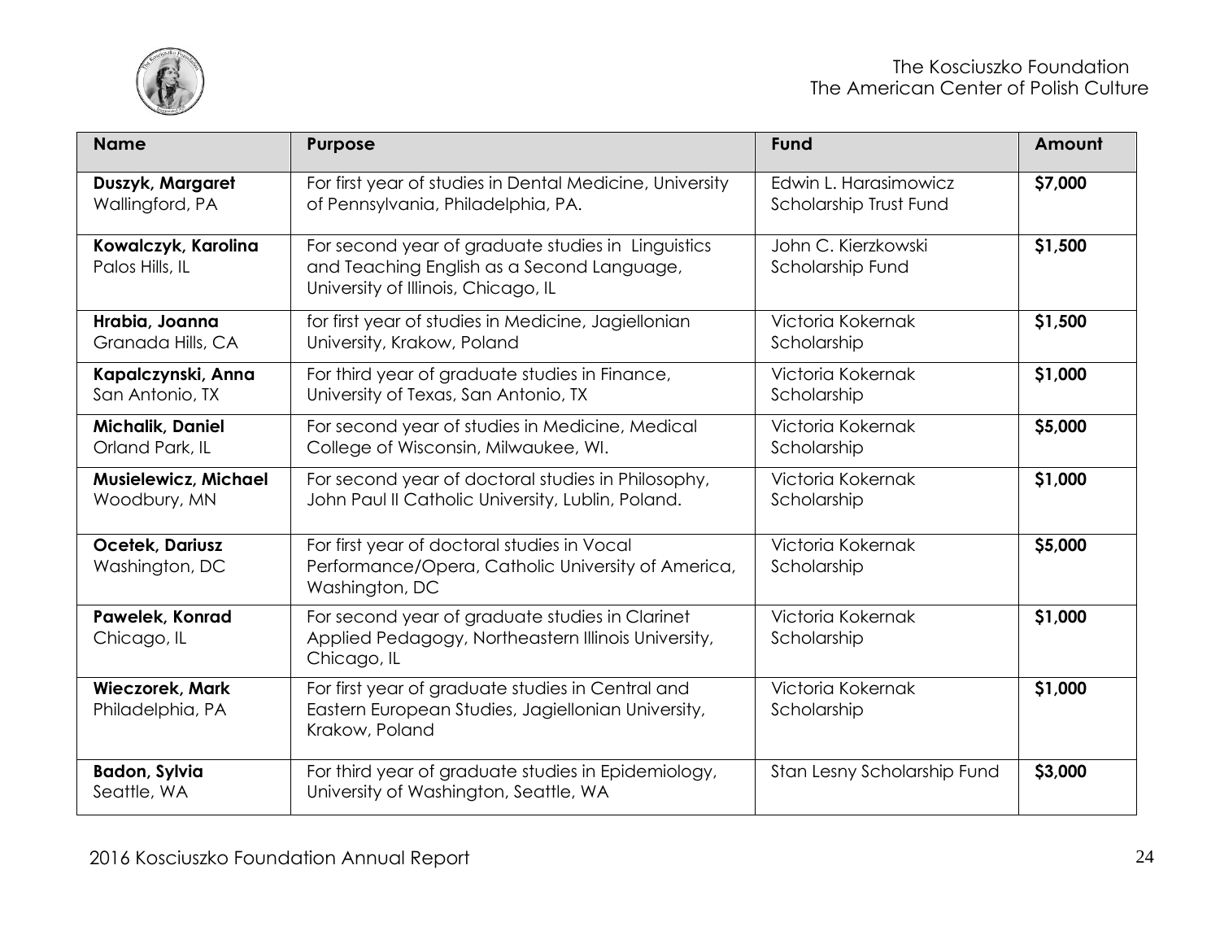| Name | Purpose | Fund | Amount |
|---|---|---|---|
| **Duszyk, Margaret** Wallingford, PA | For first year of studies in Dental Medicine, University of Pennsylvania, Philadelphia, PA. | Edwin L. Harasimowicz Scholarship Trust Fund | **$7,000** |
| **Kowalczyk, Karolina** Palos Hills, IL | For second year of graduate studies in Linguistics and Teaching English as a Second Language, University of Illinois, Chicago, IL | John C. Kierzkowski Scholarship Fund | **$1,500** |
| **Hrabia, Joanna** Granada Hills, CA | for first year of studies in Medicine, Jagiellonian University, Krakow, Poland | Victoria Kokernak Scholarship | **$1,500** |
| **Kapalczynski, Anna** San Antonio, TX | For third year of graduate studies in Finance, University of Texas, San Antonio, TX | Victoria Kokernak Scholarship | **$1,000** |
| **Michalik, Daniel** Orland Park, IL | For second year of studies in Medicine, Medical College of Wisconsin, Milwaukee, WI. | Victoria Kokernak Scholarship | **$5,000** |
| **Musielewicz, Michael** Woodbury, MN | For second year of doctoral studies in Philosophy, John Paul II Catholic University, Lublin, Poland. | Victoria Kokernak Scholarship | **$1,000** |
| **Ocetek, Dariusz** Washington, DC | For first year of doctoral studies in Vocal Performance/Opera, Catholic University of America, Washington, DC | Victoria Kokernak Scholarship | **$5,000** |
| **Pawelek, Konrad** Chicago, IL | For second year of graduate studies in Clarinet Applied Pedagogy, Northeastern Illinois University, Chicago, IL | Victoria Kokernak Scholarship | **$1,000** |
| **Wieczorek, Mark** Philadelphia, PA | For first year of graduate studies in Central and Eastern European Studies, Jagiellonian University, Krakow, Poland | Victoria Kokernak Scholarship | **$1,000** |
| **Badon, Sylvia** Seattle, WA | For third year of graduate studies in Epidemiology, University of Washington, Seattle, WA | Stan Lesny Scholarship Fund | **$3,000** |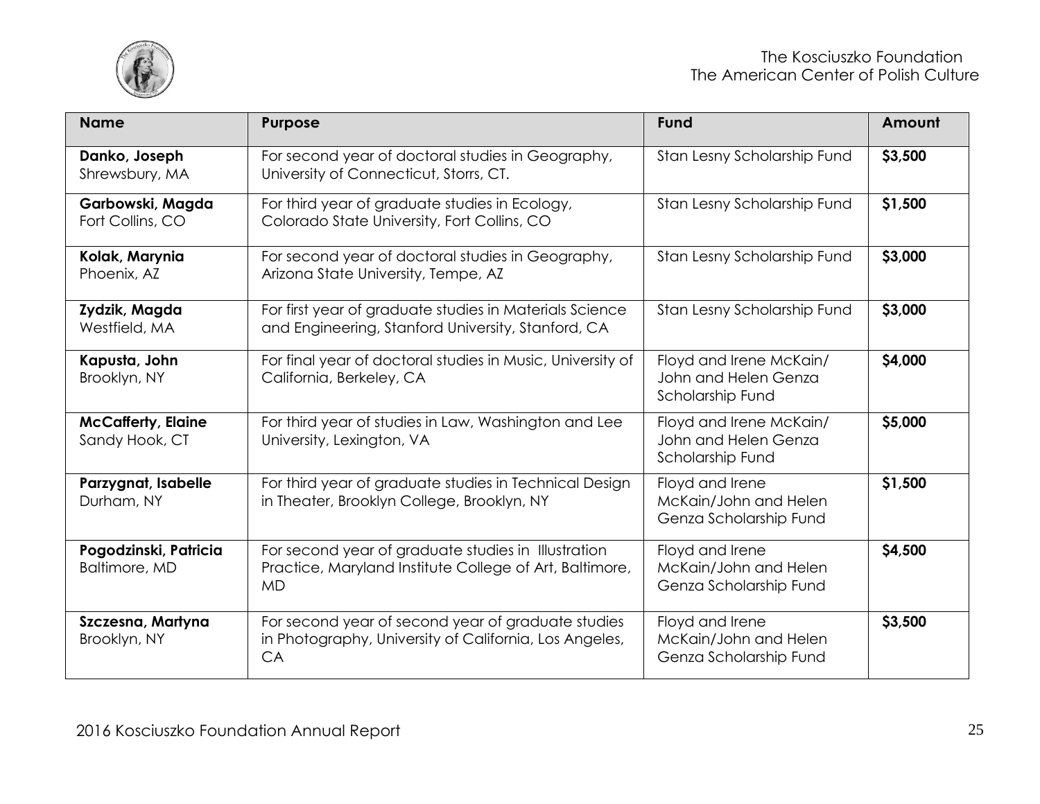| Name | Purpose | Fund | Amount |
|---|---|---|---|
| **Danko, Joseph** Shrewsbury, MA | For second year of doctoral studies in Geography, University of Connecticut, Storrs, CT. | Stan Lesny Scholarship Fund | **$3,500** |
| **Garbowski, Magda** Fort Collins, CO | For third year of graduate studies in Ecology, Colorado State University, Fort Collins, CO | Stan Lesny Scholarship Fund | **$1,500** |
| **Kolak, Marynia** Phoenix, AZ | For second year of doctoral studies in Geography, Arizona State University, Tempe, AZ | Stan Lesny Scholarship Fund | **$3,000** |
| **Zydzik, Magda** Westfield, MA | For first year of graduate studies in Materials Science and Engineering, Stanford University, Stanford, CA | Stan Lesny Scholarship Fund | **$3,000** |
| **Kapusta, John** Brooklyn, NY | For final year of doctoral studies in Music, University of California, Berkeley, CA | Floyd and Irene McKain/ John and Helen Genza Scholarship Fund | **$4,000** |
| **McCafferty, Elaine** Sandy Hook, CT | For third year of studies in Law, Washington and Lee University, Lexington, VA | Floyd and Irene McKain/ John and Helen Genza Scholarship Fund | **$5,000** |
| **Parzygnat, Isabelle** Durham, NY | For third year of graduate studies in Technical Design in Theater, Brooklyn College, Brooklyn, NY | Floyd and Irene McKain/John and Helen Genza Scholarship Fund | **$1,500** |
| **Pogodzinski, Patricia** Baltimore, MD | For second year of graduate studies in Illustration Practice, Maryland Institute College of Art, Baltimore, MD | Floyd and Irene McKain/John and Helen Genza Scholarship Fund | **$4,500** |
| **Szczesna, Martyna** Brooklyn, NY | For second year of second year of graduate studies in Photography, University of California, Los Angeles, CA | Floyd and Irene McKain/John and Helen Genza Scholarship Fund | **$3,500** |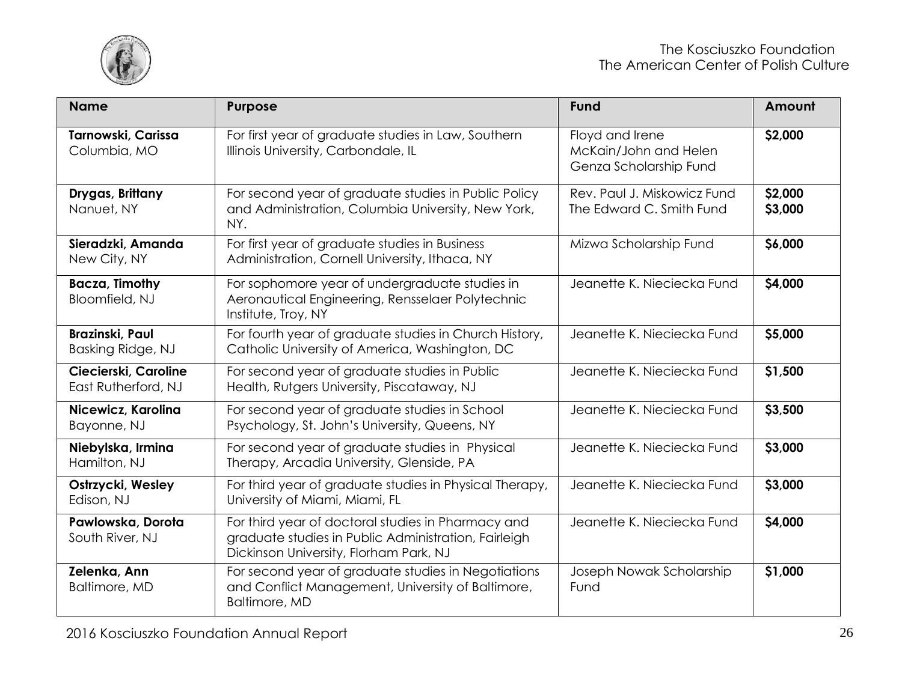| Name | Purpose | Fund | Amount |
|---|---|---|---|
| **Tarnowski, Carissa** Columbia, MO | For first year of graduate studies in Law, Southern Illinois University, Carbondale, IL | Floyd and Irene McKain/John and Helen Genza Scholarship Fund | **$2,000** |
| **Drygas, Brittany** Nanuet, NY | For second year of graduate studies in Public Policy and Administration, Columbia University, New York, NY. | Rev. Paul J. Miskowicz Fund The Edward C. Smith Fund | **$2,000** **$3,000** |
| **Sieradzki, Amanda** New City, NY | For first year of graduate studies in Business Administration, Cornell University, Ithaca, NY | Mizwa Scholarship Fund | **$6,000** |
| **Bacza, Timothy** Bloomfield, NJ | For sophomore year of undergraduate studies in Aeronautical Engineering, Rensselaer Polytechnic Institute, Troy, NY | Jeanette K. Nieciecka Fund | **$4,000** |
| **Brazinski, Paul** Basking Ridge, NJ | For fourth year of graduate studies in Church History, Catholic University of America, Washington, DC | Jeanette K. Nieciecka Fund | **$5,000** |
| **Ciecierski, Caroline** East Rutherford, NJ | For second year of graduate studies in Public Health, Rutgers University, Piscataway, NJ | Jeanette K. Nieciecka Fund | **$1,500** |
| **Nicewicz, Karolina** Bayonne, NJ | For second year of graduate studies in School Psychology, St. John's University, Queens, NY | Jeanette K. Nieciecka Fund | **$3,500** |
| **Niebylska, Irmina** Hamilton, NJ | For second year of graduate studies in Physical Therapy, Arcadia University, Glenside, PA | Jeanette K. Nieciecka Fund | **$3,000** |
| **Ostrzycki, Wesley** Edison, NJ | For third year of graduate studies in Physical Therapy, University of Miami, Miami, FL | Jeanette K. Nieciecka Fund | **$3,000** |
| **Pawlowska, Dorota** South River, NJ | For third year of doctoral studies in Pharmacy and graduate studies in Public Administration, Fairleigh Dickinson University, Florham Park, NJ | Jeanette K. Nieciecka Fund | **$4,000** |
| **Zelenka, Ann** Baltimore, MD | For second year of graduate studies in Negotiations and Conflict Management, University of Baltimore, Baltimore, MD | Joseph Nowak Scholarship Fund | **$1,000** |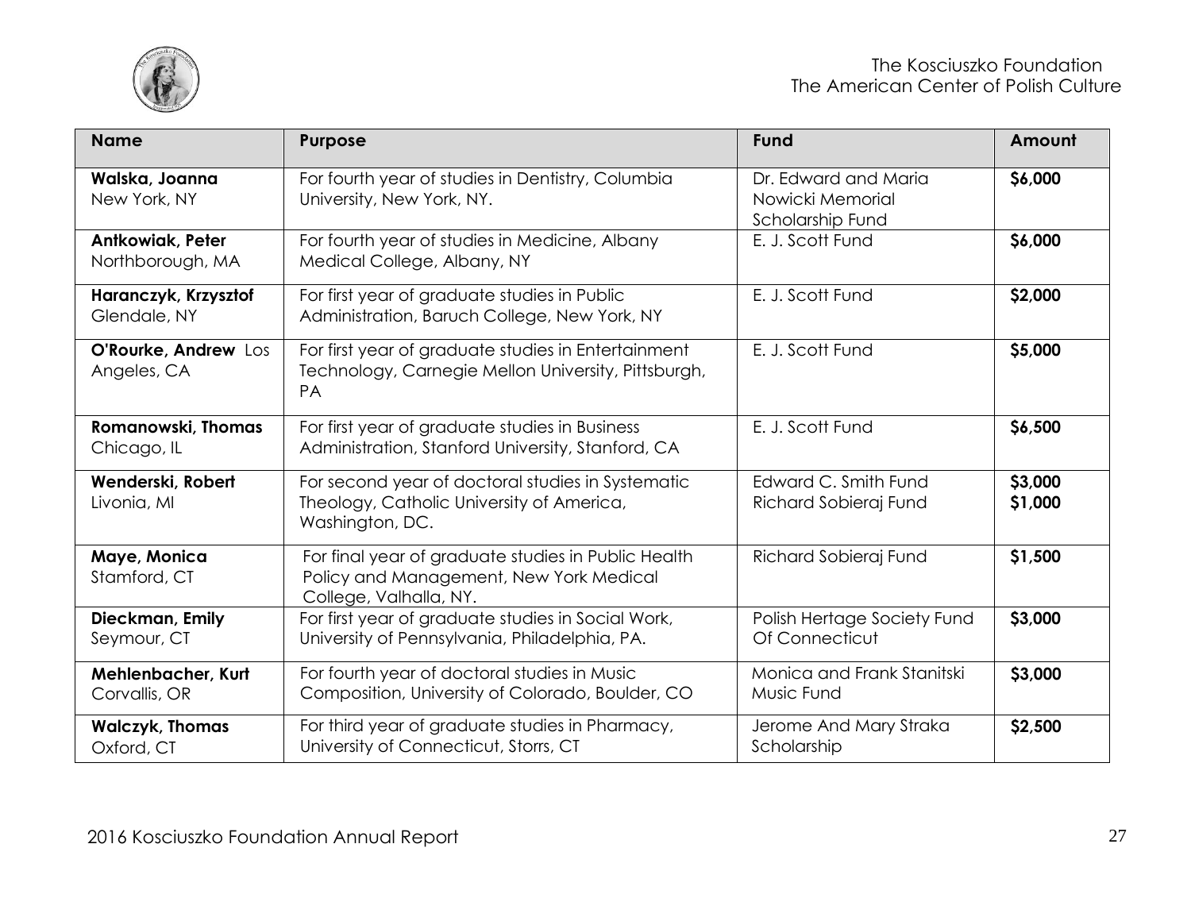| Name | Purpose | Fund | Amount |
|---|---|---|---|
| **Walska, Joanna** New York, NY | For fourth year of studies in Dentistry, Columbia University, New York, NY. | Dr. Edward and Maria Nowicki Memorial Scholarship Fund | **$6,000** |
| **Antkowiak, Peter** Northborough, MA | For fourth year of studies in Medicine, Albany Medical College, Albany, NY | E. J. Scott Fund | **$6,000** |
| **Haranczyk, Krzysztof** Glendale, NY | For first year of graduate studies in Public Administration, Baruch College, New York, NY | E. J. Scott Fund | **$2,000** |
| **O'Rourke, Andrew** Los Angeles, CA | For first year of graduate studies in Entertainment Technology, Carnegie Mellon University, Pittsburgh, PA | E. J. Scott Fund | **$5,000** |
| **Romanowski, Thomas** Chicago, IL | For first year of graduate studies in Business Administration, Stanford University, Stanford, CA | E. J. Scott Fund | **$6,500** |
| **Wenderski, Robert** Livonia, MI | For second year of doctoral studies in Systematic Theology, Catholic University of America, Washington, DC. | Edward C. Smith Fund<br>Richard Sobieraj Fund | **$3,000**<br>**$1,000** |
| **Maye, Monica** Stamford, CT | For final year of graduate studies in Public Health Policy and Management, New York Medical College, Valhalla, NY. | Richard Sobieraj Fund | **$1,500** |
| **Dieckman, Emily** Seymour, CT | For first year of graduate studies in Social Work, University of Pennsylvania, Philadelphia, PA. | Polish Hertage Society Fund Of Connecticut | **$3,000** |
| **Mehlenbacher, Kurt** Corvallis, OR | For fourth year of doctoral studies in Music Composition, University of Colorado, Boulder, CO | Monica and Frank Stanitski Music Fund | **$3,000** |
| **Walczyk, Thomas** Oxford, CT | For third year of graduate studies in Pharmacy, University of Connecticut, Storrs, CT | Jerome And Mary Straka Scholarship | **$2,500** |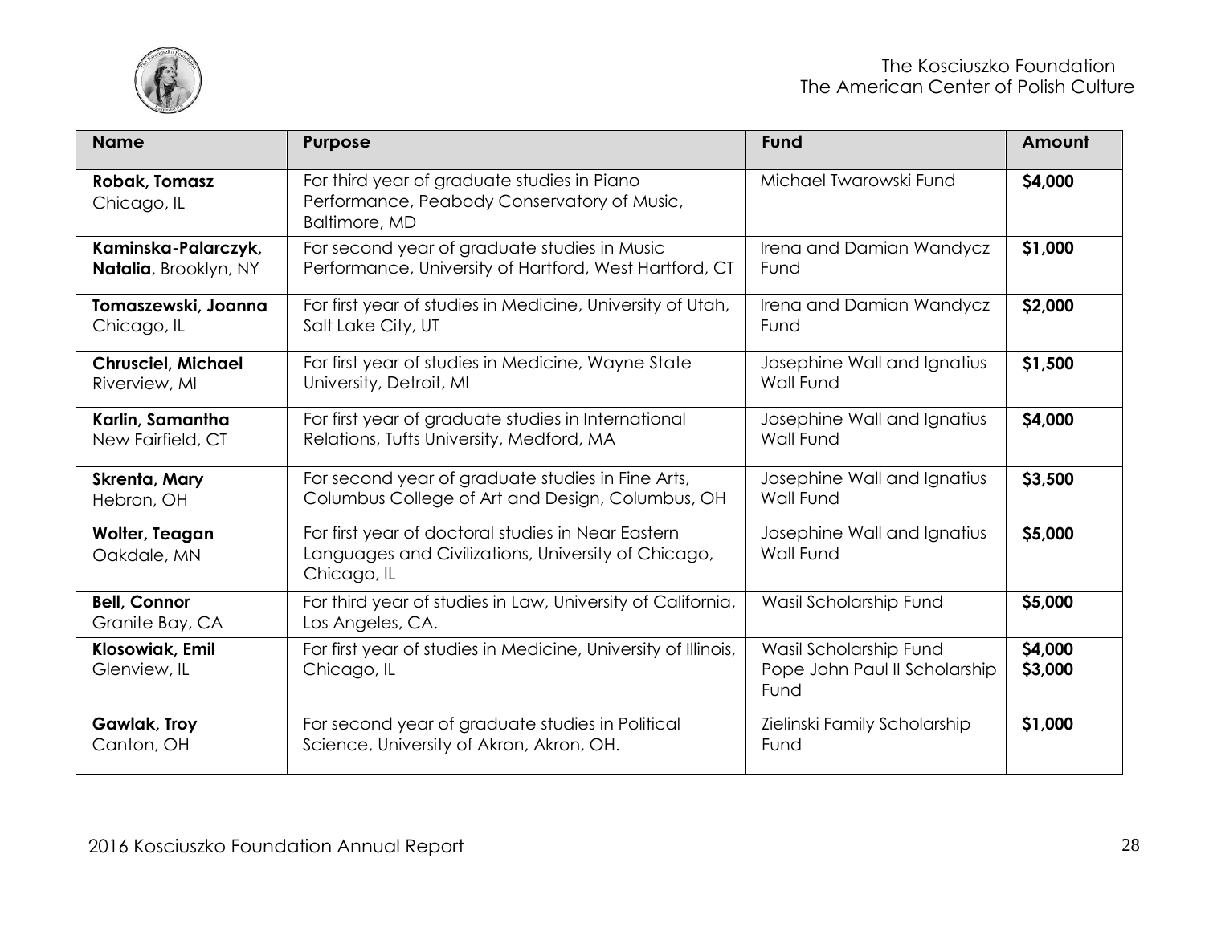| Name | Purpose | Fund | Amount |
| --- | --- | --- | --- |
| **Robak, Tomasz** Chicago, IL | For third year of graduate studies in Piano Performance, Peabody Conservatory of Music, Baltimore, MD | Michael Twarowski Fund | **$4,000** |
| **Kaminska-Palarczyk, Natalia**, Brooklyn, NY | For second year of graduate studies in Music Performance, University of Hartford, West Hartford, CT | Irena and Damian Wandycz Fund | **$1,000** |
| **Tomaszewski, Joanna** Chicago, IL | For first year of studies in Medicine, University of Utah, Salt Lake City, UT | Irena and Damian Wandycz Fund | **$2,000** |
| **Chrusciel, Michael** Riverview, MI | For first year of studies in Medicine, Wayne State University, Detroit, MI | Josephine Wall and Ignatius Wall Fund | **$1,500** |
| **Karlin, Samantha** New Fairfield, CT | For first year of graduate studies in International Relations, Tufts University, Medford, MA | Josephine Wall and Ignatius Wall Fund | **$4,000** |
| **Skrenta, Mary** Hebron, OH | For second year of graduate studies in Fine Arts, Columbus College of Art and Design, Columbus, OH | Josephine Wall and Ignatius Wall Fund | **$3,500** |
| **Wolter, Teagan** Oakdale, MN | For first year of doctoral studies in Near Eastern Languages and Civilizations, University of Chicago, Chicago, IL | Josephine Wall and Ignatius Wall Fund | **$5,000** |
| **Bell, Connor** Granite Bay, CA | For third year of studies in Law, University of California, Los Angeles, CA. | Wasil Scholarship Fund | **$5,000** |
| **Klosowiak, Emil** Glenview, IL | For first year of studies in Medicine, University of Illinois, Chicago, IL | Wasil Scholarship Fund<br>Pope John Paul II Scholarship Fund | **$4,000**<br>**$3,000** |
| **Gawlak, Troy** Canton, OH | For second year of graduate studies in Political Science, University of Akron, Akron, OH. | Zielinski Family Scholarship Fund | **$1,000** |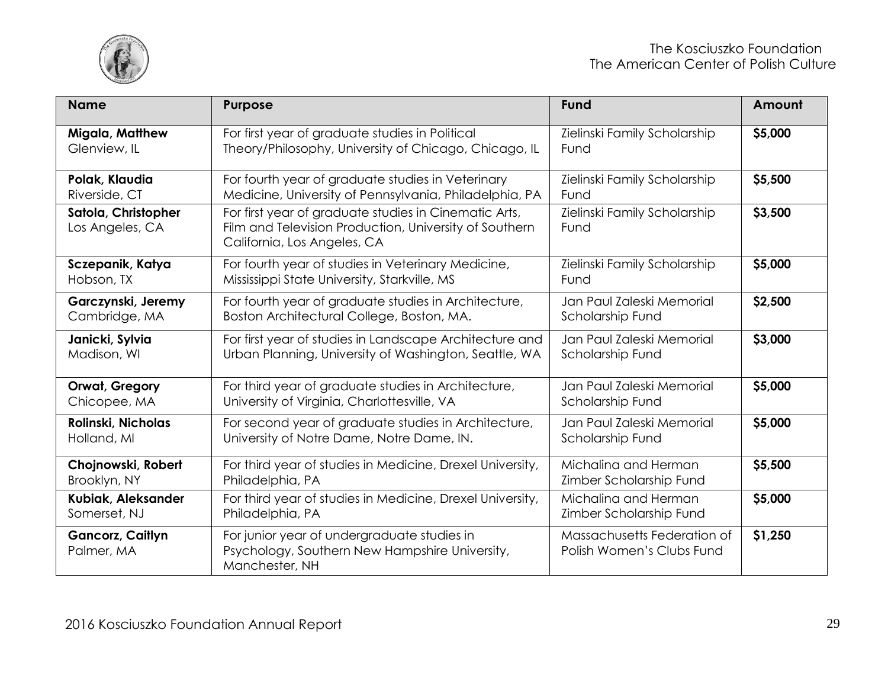| Name | Purpose | Fund | Amount |
|---|---|---|---|
| **Migala, Matthew** Glenview, IL | For first year of graduate studies in Political Theory/Philosophy, University of Chicago, Chicago, IL | Zielinski Family Scholarship Fund | **$5,000** |
| **Polak, Klaudia** Riverside, CT | For fourth year of graduate studies in Veterinary Medicine, University of Pennsylvania, Philadelphia, PA | Zielinski Family Scholarship Fund | **$5,500** |
| **Satola, Christopher** Los Angeles, CA | For first year of graduate studies in Cinematic Arts, Film and Television Production, University of Southern California, Los Angeles, CA | Zielinski Family Scholarship Fund | **$3,500** |
| **Sczepanik, Katya** Hobson, TX | For fourth year of studies in Veterinary Medicine, Mississippi State University, Starkville, MS | Zielinski Family Scholarship Fund | **$5,000** |
| **Garczynski, Jeremy** Cambridge, MA | For fourth year of graduate studies in Architecture, Boston Architectural College, Boston, MA. | Jan Paul Zaleski Memorial Scholarship Fund | **$2,500** |
| **Janicki, Sylvia** Madison, WI | For first year of studies in Landscape Architecture and Urban Planning, University of Washington, Seattle, WA | Jan Paul Zaleski Memorial Scholarship Fund | **$3,000** |
| **Orwat, Gregory** Chicopee, MA | For third year of graduate studies in Architecture, University of Virginia, Charlottesville, VA | Jan Paul Zaleski Memorial Scholarship Fund | **$5,000** |
| **Rolinski, Nicholas** Holland, MI | For second year of graduate studies in Architecture, University of Notre Dame, Notre Dame, IN. | Jan Paul Zaleski Memorial Scholarship Fund | **$5,000** |
| **Chojnowski, Robert** Brooklyn, NY | For third year of studies in Medicine, Drexel University, Philadelphia, PA | Michalina and Herman Zimber Scholarship Fund | **$5,500** |
| **Kubiak, Aleksander** Somerset, NJ | For third year of studies in Medicine, Drexel University, Philadelphia, PA | Michalina and Herman Zimber Scholarship Fund | **$5,000** |
| **Gancorz, Caitlyn** Palmer, MA | For junior year of undergraduate studies in Psychology, Southern New Hampshire University, Manchester, NH | Massachusetts Federation of Polish Women's Clubs Fund | **$1,250** |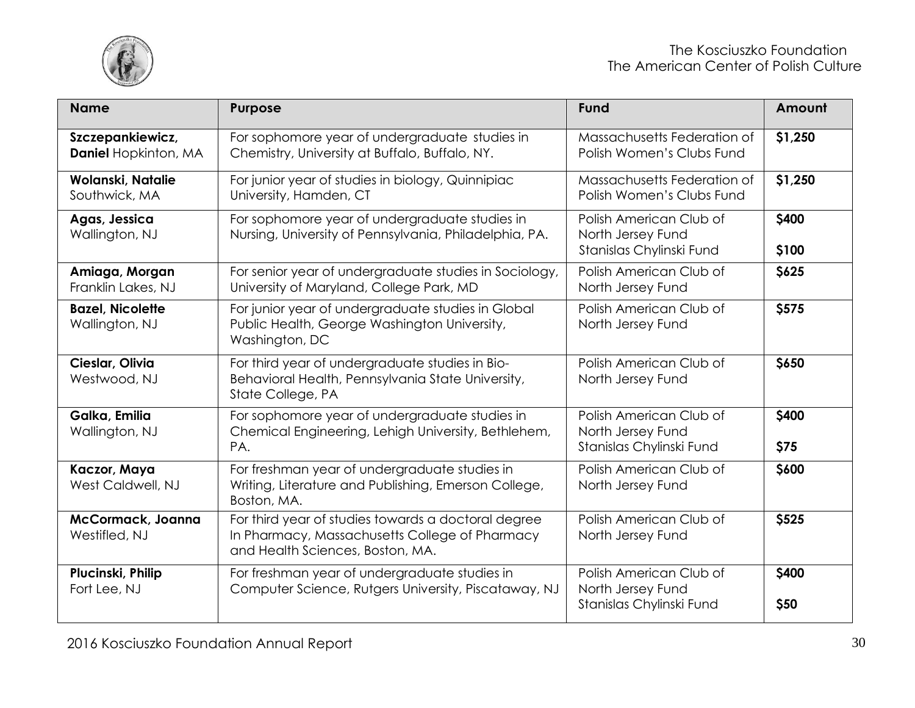| Name | Purpose | Fund | Amount |
|---|---|---|---|
| **Szczepankiewicz, Daniel** Hopkinton, MA | For sophomore year of undergraduate studies in Chemistry, University at Buffalo, Buffalo, NY. | Massachusetts Federation of Polish Women's Clubs Fund | **$1,250** |
| **Wolanski, Natalie** Southwick, MA | For junior year of studies in biology, Quinnipiac University, Hamden, CT | Massachusetts Federation of Polish Women's Clubs Fund | **$1,250** |
| **Agas, Jessica** Wallington, NJ | For sophomore year of undergraduate studies in Nursing, University of Pennsylvania, Philadelphia, PA. | Polish American Club of North Jersey Fund<br>Stanislas Chylinski Fund | **$400**<br>**$100** |
| **Amiaga, Morgan** Franklin Lakes, NJ | For senior year of undergraduate studies in Sociology, University of Maryland, College Park, MD | Polish American Club of North Jersey Fund | **$625** |
| **Bazel, Nicolette** Wallington, NJ | For junior year of undergraduate studies in Global Public Health, George Washington University, Washington, DC | Polish American Club of North Jersey Fund | **$575** |
| **Cieslar, Olivia** Westwood, NJ | For third year of undergraduate studies in Bio-Behavioral Health, Pennsylvania State University, State College, PA | Polish American Club of North Jersey Fund | **$650** |
| **Galka, Emilia** Wallington, NJ | For sophomore year of undergraduate studies in Chemical Engineering, Lehigh University, Bethlehem, PA. | Polish American Club of North Jersey Fund<br>Stanislas Chylinski Fund | **$400**<br>**$75** |
| **Kaczor, Maya** West Caldwell, NJ | For freshman year of undergraduate studies in Writing, Literature and Publishing, Emerson College, Boston, MA. | Polish American Club of North Jersey Fund | **$600** |
| **McCormack, Joanna** Westifled, NJ | For third year of studies towards a doctoral degree In Pharmacy, Massachusetts College of Pharmacy and Health Sciences, Boston, MA. | Polish American Club of North Jersey Fund | **$525** |
| **Plucinski, Philip** Fort Lee, NJ | For freshman year of undergraduate studies in Computer Science, Rutgers University, Piscataway, NJ | Polish American Club of North Jersey Fund<br>Stanislas Chylinski Fund | **$400**<br>**$50** |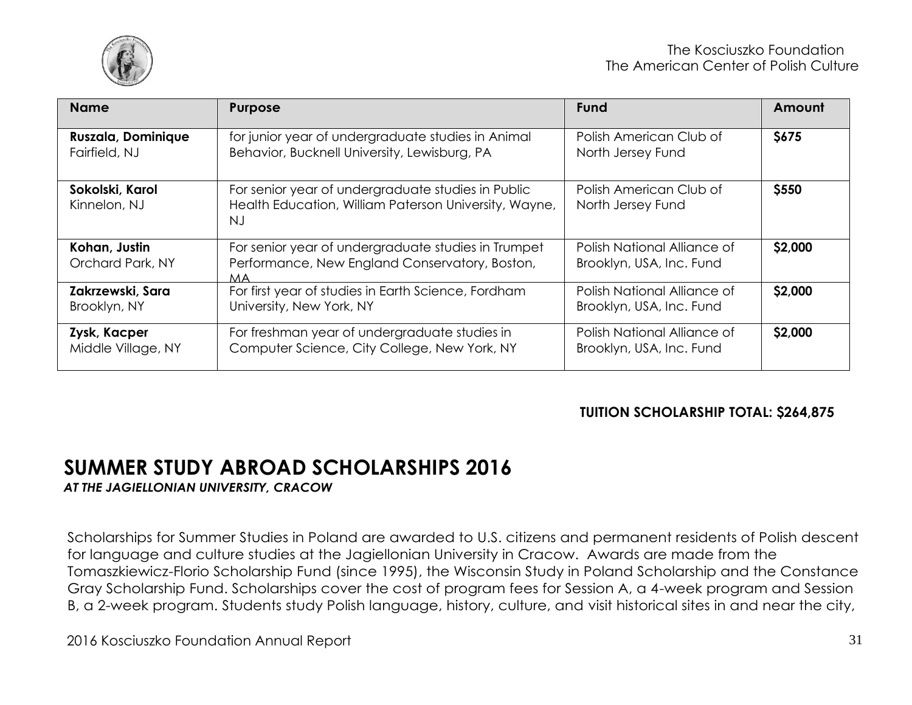| Name | Purpose | Fund | Amount |
|---|---|---|---|
| **Ruszala, Dominique** Fairfield, NJ | for junior year of undergraduate studies in Animal Behavior, Bucknell University, Lewisburg, PA | Polish American Club of North Jersey Fund | **$675** |
| **Sokolski, Karol** Kinnelon, NJ | For senior year of undergraduate studies in Public Health Education, William Paterson University, Wayne, NJ | Polish American Club of North Jersey Fund | **$550** |
| **Kohan, Justin** Orchard Park, NY | For senior year of undergraduate studies in Trumpet Performance, New England Conservatory, Boston, MA | Polish National Alliance of Brooklyn, USA, Inc. Fund | **$2,000** |
| **Zakrzewski, Sara** Brooklyn, NY | For first year of studies in Earth Science, Fordham University, New York, NY | Polish National Alliance of Brooklyn, USA, Inc. Fund | **$2,000** |
| **Zysk, Kacper** Middle Village, NY | For freshman year of undergraduate studies in Computer Science, City College, New York, NY | Polish National Alliance of Brooklyn, USA, Inc. Fund | **$2,000** |

**TUITION SCHOLARSHIP TOTAL: $264,875**

# SUMMER STUDY ABROAD SCHOLARSHIPS 2016

***AT THE JAGIELLONIAN UNIVERSITY, CRACOW***

Scholarships for Summer Studies in Poland are awarded to U.S. citizens and permanent residents of Polish descent for language and culture studies at the Jagiellonian University in Cracow. Awards are made from the Tomaszkiewicz-Florio Scholarship Fund (since 1995), the Wisconsin Study in Poland Scholarship and the Constance Gray Scholarship Fund. Scholarships cover the cost of program fees for Session A, a 4-week program and Session B, a 2-week program. Students study Polish language, history, culture, and visit historical sites in and near the city,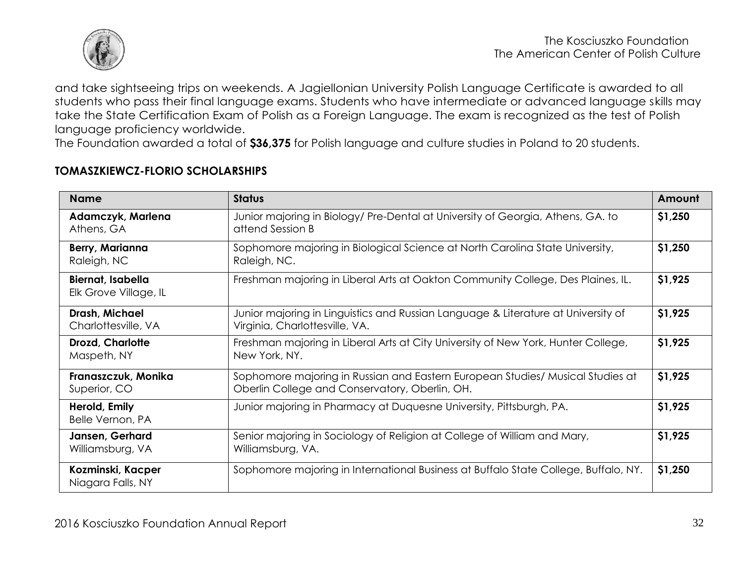and take sightseeing trips on weekends. A Jagiellonian University Polish Language Certificate is awarded to all students who pass their final language exams. Students who have intermediate or advanced language skills may take the State Certification Exam of Polish as a Foreign Language. The exam is recognized as the test of Polish language proficiency worldwide.
The Foundation awarded a total of **$36,375** for Polish language and culture studies in Poland to 20 students.

### TOMASZKIEWCZ-FLORIO SCHOLARSHIPS

| Name | Status | Amount |
|---|---|---|
| **Adamczyk, Marlena**<br>Athens, GA | Junior majoring in Biology/ Pre-Dental at University of Georgia, Athens, GA. to attend Session B | **$1,250** |
| **Berry, Marianna**<br>Raleigh, NC | Sophomore majoring in Biological Science at North Carolina State University, Raleigh, NC. | **$1,250** |
| **Biernat, Isabella**<br>Elk Grove Village, IL | Freshman majoring in Liberal Arts at Oakton Community College, Des Plaines, IL. | **$1,925** |
| **Drash, Michael**<br>Charlottesville, VA | Junior majoring in Linguistics and Russian Language & Literature at University of Virginia, Charlottesville, VA. | **$1,925** |
| **Drozd, Charlotte**<br>Maspeth, NY | Freshman majoring in Liberal Arts at City University of New York, Hunter College, New York, NY. | **$1,925** |
| **Franaszczuk, Monika**<br>Superior, CO | Sophomore majoring in Russian and Eastern European Studies/ Musical Studies at Oberlin College and Conservatory, Oberlin, OH. | **$1,925** |
| **Herold, Emily**<br>Belle Vernon, PA | Junior majoring in Pharmacy at Duquesne University, Pittsburgh, PA. | **$1,925** |
| **Jansen, Gerhard**<br>Williamsburg, VA | Senior majoring in Sociology of Religion at College of William and Mary, Williamsburg, VA. | **$1,925** |
| **Kozminski, Kacper**<br>Niagara Falls, NY | Sophomore majoring in International Business at Buffalo State College, Buffalo, NY. | **$1,250** |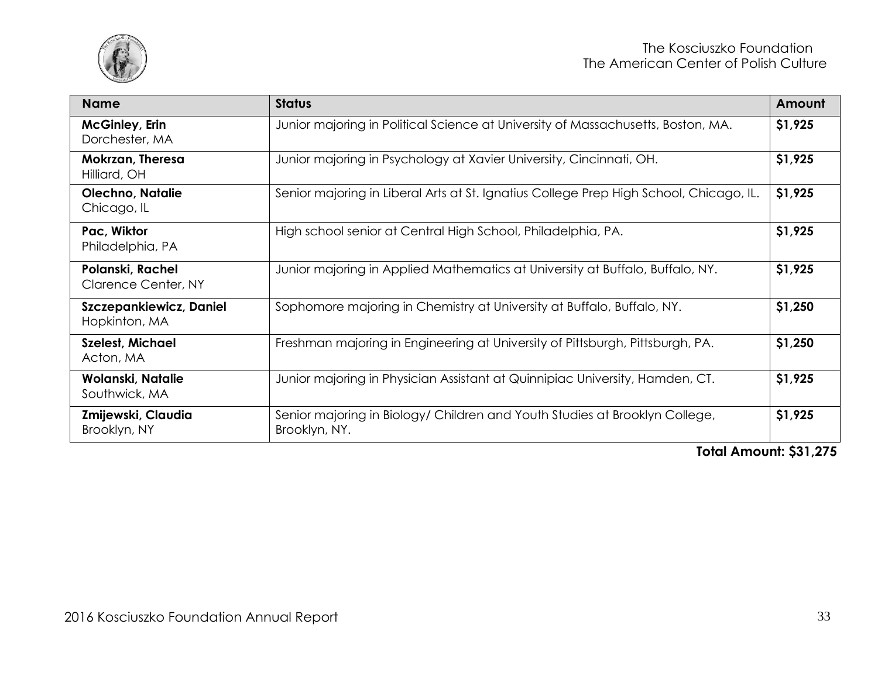| Name | Status | Amount |
| --- | --- | --- |
| **McGinley, Erin**<br>Dorchester, MA | Junior majoring in Political Science at University of Massachusetts, Boston, MA. | **$1,925** |
| **Mokrzan, Theresa**<br>Hilliard, OH | Junior majoring in Psychology at Xavier University, Cincinnati, OH. | **$1,925** |
| **Olechno, Natalie**<br>Chicago, IL | Senior majoring in Liberal Arts at St. Ignatius College Prep High School, Chicago, IL. | **$1,925** |
| **Pac, Wiktor**<br>Philadelphia, PA | High school senior at Central High School, Philadelphia, PA. | **$1,925** |
| **Polanski, Rachel**<br>Clarence Center, NY | Junior majoring in Applied Mathematics at University at Buffalo, Buffalo, NY. | **$1,925** |
| **Szczepankiewicz, Daniel**<br>Hopkinton, MA | Sophomore majoring in Chemistry at University at Buffalo, Buffalo, NY. | **$1,250** |
| **Szelest, Michael**<br>Acton, MA | Freshman majoring in Engineering at University of Pittsburgh, Pittsburgh, PA. | **$1,250** |
| **Wolanski, Natalie**<br>Southwick, MA | Junior majoring in Physician Assistant at Quinnipiac University, Hamden, CT. | **$1,925** |
| **Zmijewski, Claudia**<br>Brooklyn, NY | Senior majoring in Biology/ Children and Youth Studies at Brooklyn College, Brooklyn, NY. | **$1,925** |

**Total Amount: $31,275**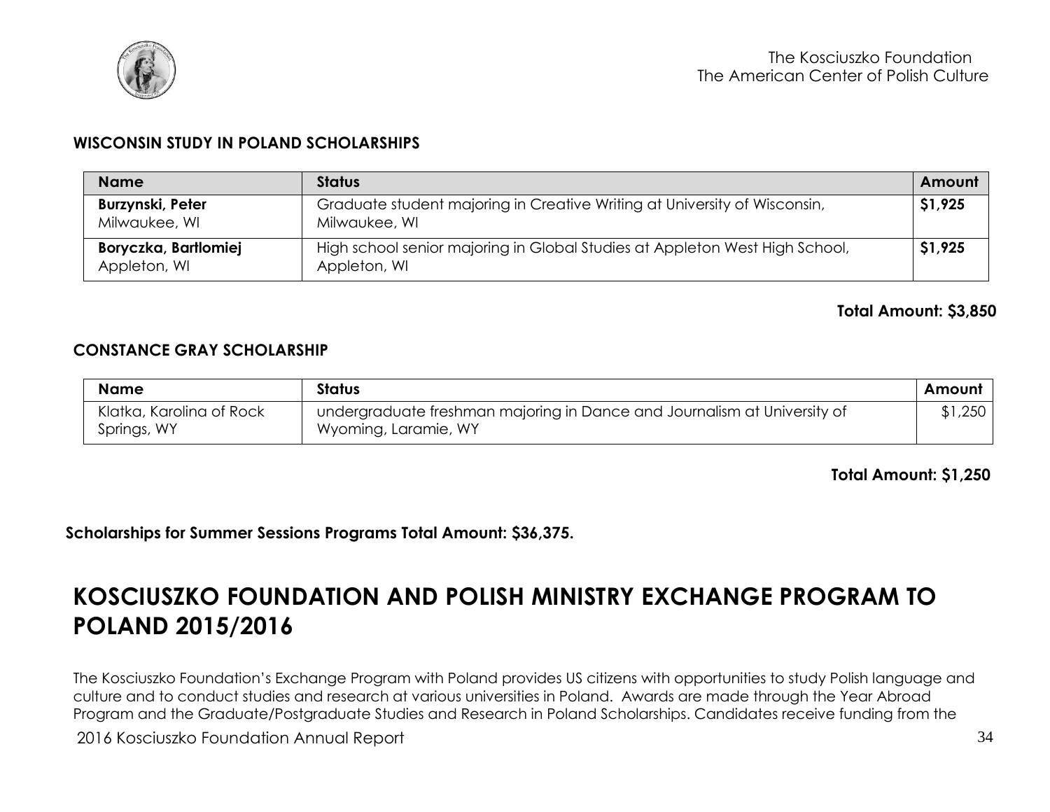### WISCONSIN STUDY IN POLAND SCHOLARSHIPS

| Name | Status | Amount |
|---|---|---|
| **Burzynski, Peter** Milwaukee, WI | Graduate student majoring in Creative Writing at University of Wisconsin, Milwaukee, WI | **$1,925** |
| **Boryczka, Bartlomiej** Appleton, WI | High school senior majoring in Global Studies at Appleton West High School, Appleton, WI | **$1,925** |

**Total Amount: $3,850**

### CONSTANCE GRAY SCHOLARSHIP

| Name | Status | Amount |
|---|---|---|
| Klatka, Karolina of Rock Springs, WY | undergraduate freshman majoring in Dance and Journalism at University of Wyoming, Laramie, WY | $1,250 |

**Total Amount: $1,250**

**Scholarships for Summer Sessions Programs Total Amount: $36,375.**

# KOSCIUSZKO FOUNDATION AND POLISH MINISTRY EXCHANGE PROGRAM TO POLAND 2015/2016

The Kosciuszko Foundation's Exchange Program with Poland provides US citizens with opportunities to study Polish language and culture and to conduct studies and research at various universities in Poland. Awards are made through the Year Abroad Program and the Graduate/Postgraduate Studies and Research in Poland Scholarships. Candidates receive funding from the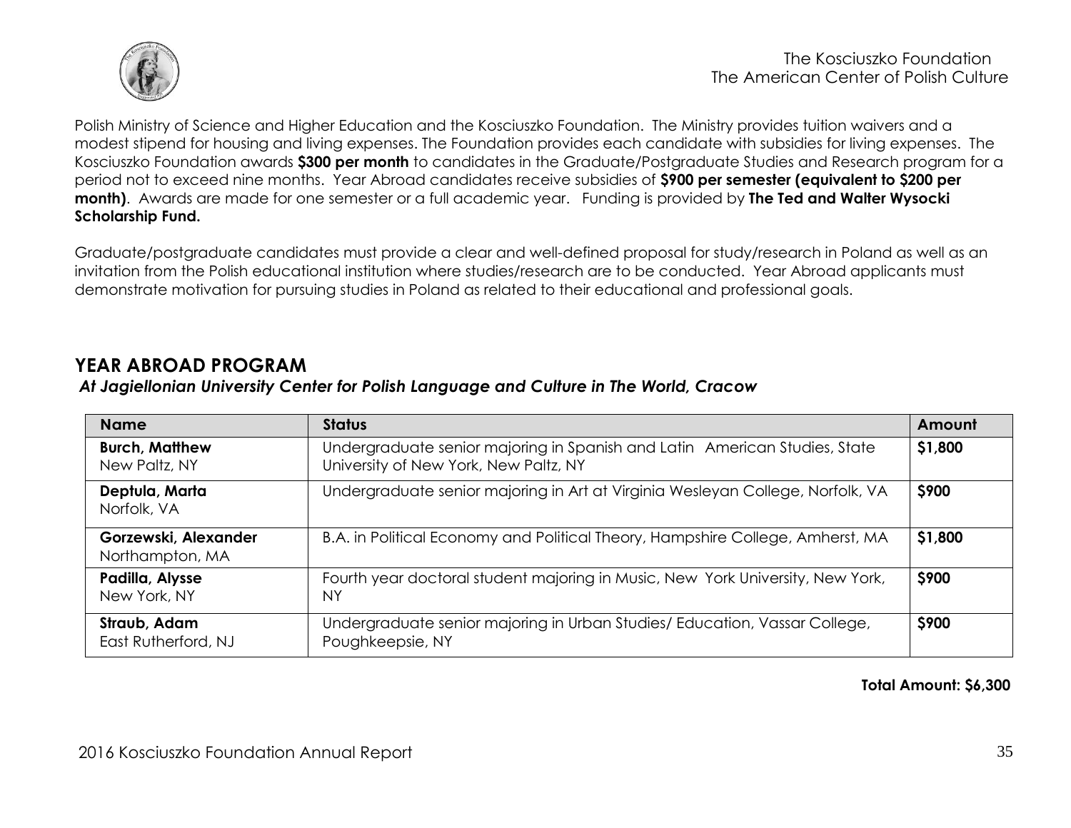Polish Ministry of Science and Higher Education and the Kosciuszko Foundation. The Ministry provides tuition waivers and a modest stipend for housing and living expenses. The Foundation provides each candidate with subsidies for living expenses. The Kosciuszko Foundation awards **$300 per month** to candidates in the Graduate/Postgraduate Studies and Research program for a period not to exceed nine months. Year Abroad candidates receive subsidies of **$900 per semester (equivalent to $200 per month)**. Awards are made for one semester or a full academic year. Funding is provided by **The Ted and Walter Wysocki Scholarship Fund.**

Graduate/postgraduate candidates must provide a clear and well-defined proposal for study/research in Poland as well as an invitation from the Polish educational institution where studies/research are to be conducted. Year Abroad applicants must demonstrate motivation for pursuing studies in Poland as related to their educational and professional goals.

## YEAR ABROAD PROGRAM

***At Jagiellonian University Center for Polish Language and Culture in The World, Cracow***

| Name | Status | Amount |
|---|---|---|
| **Burch, Matthew** New Paltz, NY | Undergraduate senior majoring in Spanish and Latin American Studies, State University of New York, New Paltz, NY | **$1,800** |
| **Deptula, Marta** Norfolk, VA | Undergraduate senior majoring in Art at Virginia Wesleyan College, Norfolk, VA | **$900** |
| **Gorzewski, Alexander** Northampton, MA | B.A. in Political Economy and Political Theory, Hampshire College, Amherst, MA | **$1,800** |
| **Padilla, Alysse** New York, NY | Fourth year doctoral student majoring in Music, New York University, New York, NY | **$900** |
| **Straub, Adam** East Rutherford, NJ | Undergraduate senior majoring in Urban Studies/ Education, Vassar College, Poughkeepsie, NY | **$900** |

**Total Amount: $6,300**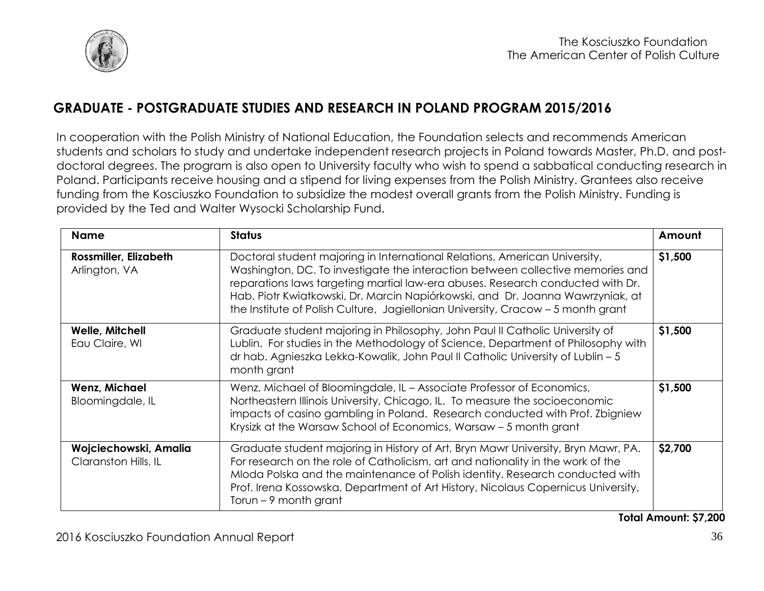## GRADUATE - POSTGRADUATE STUDIES AND RESEARCH IN POLAND PROGRAM 2015/2016

In cooperation with the Polish Ministry of National Education, the Foundation selects and recommends American students and scholars to study and undertake independent research projects in Poland towards Master, Ph.D. and post-doctoral degrees. The program is also open to University faculty who wish to spend a sabbatical conducting research in Poland. Participants receive housing and a stipend for living expenses from the Polish Ministry. Grantees also receive funding from the Kosciuszko Foundation to subsidize the modest overall grants from the Polish Ministry. Funding is provided by the Ted and Walter Wysocki Scholarship Fund.

| Name | Status | Amount |
|---|---|---|
| **Rossmiller, Elizabeth**<br>Arlington, VA | Doctoral student majoring in International Relations, American University, Washington, DC. To investigate the interaction between collective memories and reparations laws targeting martial law-era abuses. Research conducted with Dr. Hab. Piotr Kwiatkowski, Dr. Marcin Napiórkowski, and Dr. Joanna Wawrzyniak, at the Institute of Polish Culture, Jagiellonian University, Cracow – 5 month grant | **$1,500** |
| **Welle, Mitchell**<br>Eau Claire, WI | Graduate student majoring in Philosophy, John Paul II Catholic University of Lublin. For studies in the Methodology of Science, Department of Philosophy with dr hab. Agnieszka Lekka-Kowalik, John Paul II Catholic University of Lublin – 5 month grant | **$1,500** |
| **Wenz, Michael**<br>Bloomingdale, IL | Wenz, Michael of Bloomingdale, IL – Associate Professor of Economics, Northeastern Illinois University, Chicago, IL. To measure the socioeconomic impacts of casino gambling in Poland. Research conducted with Prof. Zbigniew Krysizk at the Warsaw School of Economics, Warsaw – 5 month grant | **$1,500** |
| **Wojciechowski, Amalia**<br>Claranston Hills, IL | Graduate student majoring in History of Art, Bryn Mawr University, Bryn Mawr, PA. For research on the role of Catholicism, art and nationality in the work of the Mloda Polska and the maintenance of Polish identity. Research conducted with Prof. Irena Kossowska, Department of Art History, Nicolaus Copernicus University, Torun – 9 month grant | **$2,700** |

**Total Amount: $7,200**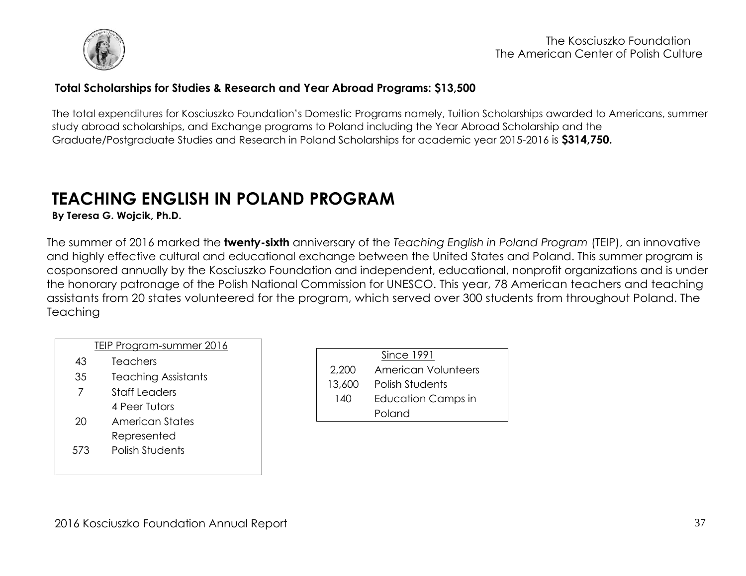**Total Scholarships for Studies & Research and Year Abroad Programs: $13,500**

The total expenditures for Kosciuszko Foundation's Domestic Programs namely, Tuition Scholarships awarded to Americans, summer study abroad scholarships, and Exchange programs to Poland including the Year Abroad Scholarship and the Graduate/Postgraduate Studies and Research in Poland Scholarships for academic year 2015-2016 is **$314,750.**

# TEACHING ENGLISH IN POLAND PROGRAM

**By Teresa G. Wojcik, Ph.D.**

The summer of 2016 marked the **twenty-sixth** anniversary of the *Teaching English in Poland Program* (TEIP), an innovative and highly effective cultural and educational exchange between the United States and Poland. This summer program is cosponsored annually by the Kosciuszko Foundation and independent, educational, nonprofit organizations and is under the honorary patronage of the Polish National Commission for UNESCO. This year, 78 American teachers and teaching assistants from 20 states volunteered for the program, which served over 300 students from throughout Poland. The Teaching

| TEIP Program-summer 2016 | |
|---|---|
| 43 | Teachers |
| 35 | Teaching Assistants |
| 7 | Staff Leaders |
| | 4 Peer Tutors |
| 20 | American States Represented |
| 573 | Polish Students |

| Since 1991 | |
|---|---|
| 2,200 | American Volunteers |
| 13,600 | Polish Students |
| 140 | Education Camps in Poland |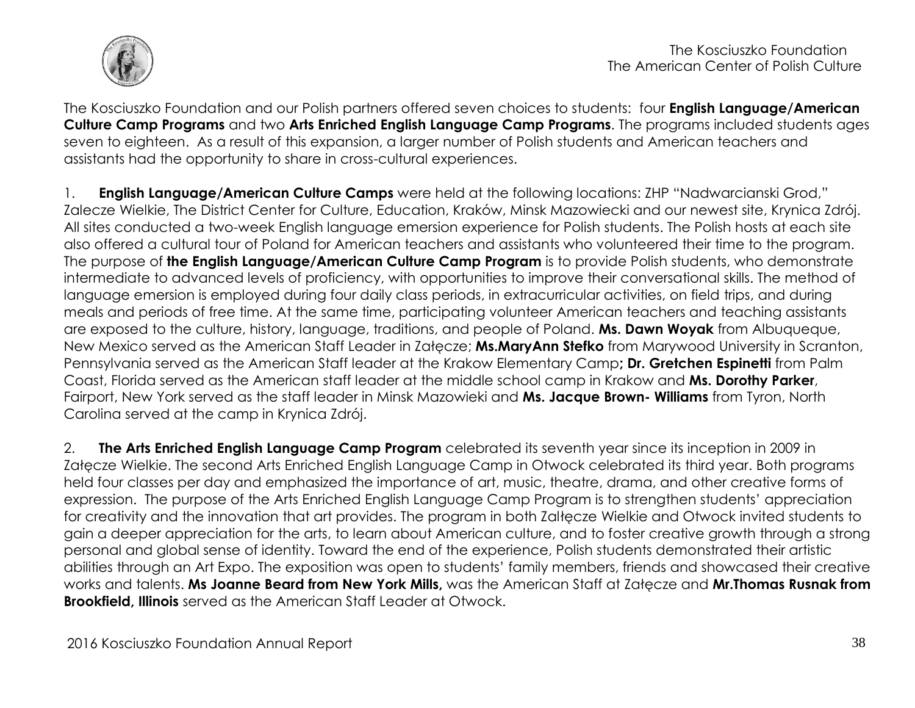The Kosciuszko Foundation and our Polish partners offered seven choices to students: four **English Language/American Culture Camp Programs** and two **Arts Enriched English Language Camp Programs**. The programs included students ages seven to eighteen. As a result of this expansion, a larger number of Polish students and American teachers and assistants had the opportunity to share in cross-cultural experiences.

1. **English Language/American Culture Camps** were held at the following locations: ZHP "Nadwarcianski Grod," Zalecze Wielkie, The District Center for Culture, Education, Kraków, Minsk Mazowiecki and our newest site, Krynica Zdrój. All sites conducted a two-week English language emersion experience for Polish students. The Polish hosts at each site also offered a cultural tour of Poland for American teachers and assistants who volunteered their time to the program. The purpose of **the English Language/American Culture Camp Program** is to provide Polish students, who demonstrate intermediate to advanced levels of proficiency, with opportunities to improve their conversational skills. The method of language emersion is employed during four daily class periods, in extracurricular activities, on field trips, and during meals and periods of free time. At the same time, participating volunteer American teachers and teaching assistants are exposed to the culture, history, language, traditions, and people of Poland. **Ms. Dawn Woyak** from Albuqueque, New Mexico served as the American Staff Leader in Załęcze; **Ms.MaryAnn Stefko** from Marywood University in Scranton, Pennsylvania served as the American Staff leader at the Krakow Elementary Camp**; Dr. Gretchen Espinetti** from Palm Coast, Florida served as the American staff leader at the middle school camp in Krakow and **Ms. Dorothy Parker**, Fairport, New York served as the staff leader in Minsk Mazowieki and **Ms. Jacque Brown- Williams** from Tyron, North Carolina served at the camp in Krynica Zdrój.

2. **The Arts Enriched English Language Camp Program** celebrated its seventh year since its inception in 2009 in Załęcze Wielkie. The second Arts Enriched English Language Camp in Otwock celebrated its third year. Both programs held four classes per day and emphasized the importance of art, music, theatre, drama, and other creative forms of expression. The purpose of the Arts Enriched English Language Camp Program is to strengthen students' appreciation for creativity and the innovation that art provides. The program in both Zaltęcze Wielkie and Otwock invited students to gain a deeper appreciation for the arts, to learn about American culture, and to foster creative growth through a strong personal and global sense of identity. Toward the end of the experience, Polish students demonstrated their artistic abilities through an Art Expo. The exposition was open to students' family members, friends and showcased their creative works and talents. **Ms Joanne Beard from New York Mills,** was the American Staff at Załęcze and **Mr.Thomas Rusnak from Brookfield, Illinois** served as the American Staff Leader at Otwock.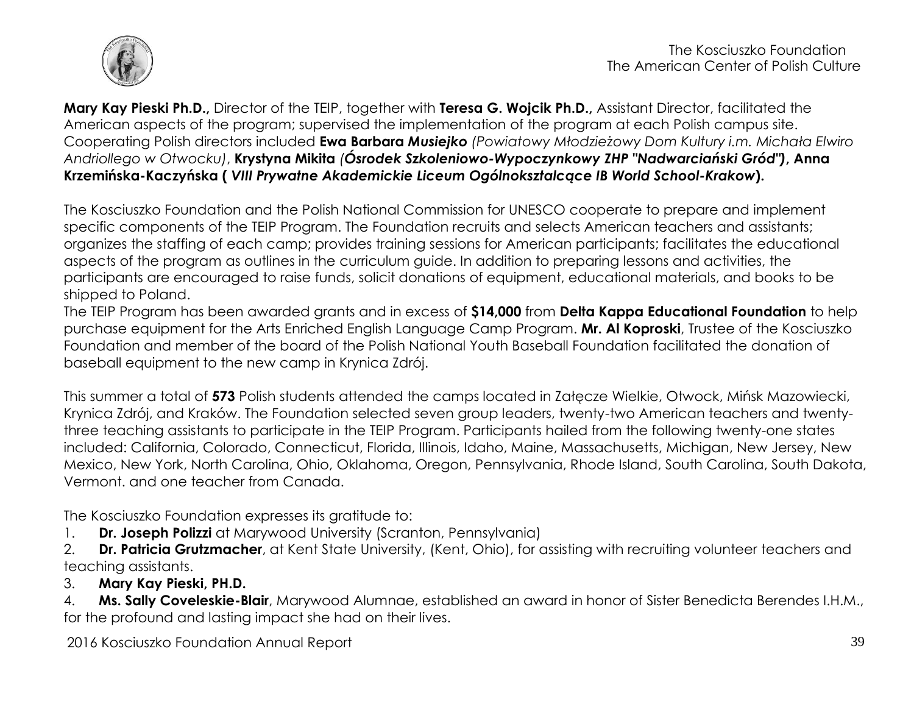**Mary Kay Pieski Ph.D.,** Director of the TEIP, together with **Teresa G. Wojcik Ph.D.,** Assistant Director, facilitated the American aspects of the program; supervised the implementation of the program at each Polish campus site. Cooperating Polish directors included **Ewa Barbara *Musiejko*** *(Powiatowy Młodzieżowy Dom Kultury i.m. Michała Elwiro Andriollego w Otwocku)*, **Krystyna Mikita *(Ośrodek Szkoleniowo-Wypoczynkowy ZHP "Nadwarciański Gród")*, Anna Krzemińska-Kaczyńska ( *VIII Prywatne Akademickie Liceum Ogólnokształcące IB World School-Krakow*).**

The Kosciuszko Foundation and the Polish National Commission for UNESCO cooperate to prepare and implement specific components of the TEIP Program. The Foundation recruits and selects American teachers and assistants; organizes the staffing of each camp; provides training sessions for American participants; facilitates the educational aspects of the program as outlines in the curriculum guide. In addition to preparing lessons and activities, the participants are encouraged to raise funds, solicit donations of equipment, educational materials, and books to be shipped to Poland.
The TEIP Program has been awarded grants and in excess of **$14,000** from **Delta Kappa Educational Foundation** to help purchase equipment for the Arts Enriched English Language Camp Program. **Mr. Al Koproski**, Trustee of the Kosciuszko Foundation and member of the board of the Polish National Youth Baseball Foundation facilitated the donation of baseball equipment to the new camp in Krynica Zdrój.

This summer a total of ***573*** Polish students attended the camps located in Załęcze Wielkie, Otwock, Mińsk Mazowiecki, Krynica Zdrój, and Kraków. The Foundation selected seven group leaders, twenty-two American teachers and twenty-three teaching assistants to participate in the TEIP Program. Participants hailed from the following twenty-one states included: California, Colorado, Connecticut, Florida, Illinois, Idaho, Maine, Massachusetts, Michigan, New Jersey, New Mexico, New York, North Carolina, Ohio, Oklahoma, Oregon, Pennsylvania, Rhode Island, South Carolina, South Dakota, Vermont. and one teacher from Canada.

The Kosciuszko Foundation expresses its gratitude to:

1. **Dr. Joseph Polizzi** at Marywood University (Scranton, Pennsylvania)
2. **Dr. Patricia Grutzmacher**, at Kent State University, (Kent, Ohio), for assisting with recruiting volunteer teachers and teaching assistants.
3. **Mary Kay Pieski, PH.D.**
4. **Ms. Sally Coveleskie-Blair**, Marywood Alumnae, established an award in honor of Sister Benedicta Berendes I.H.M., for the profound and lasting impact she had on their lives.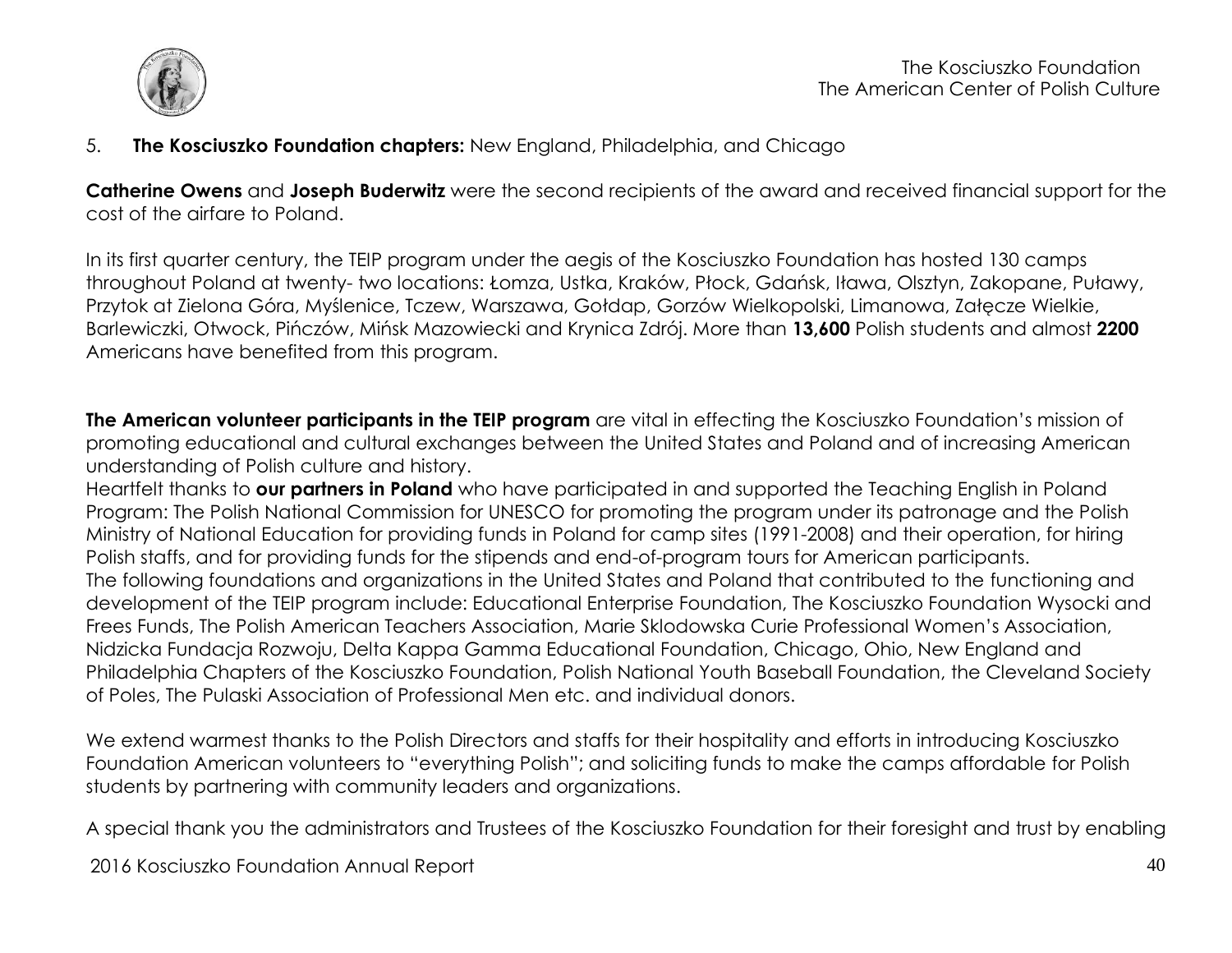5. **The Kosciuszko Foundation chapters:** New England, Philadelphia, and Chicago

**Catherine Owens** and **Joseph Buderwitz** were the second recipients of the award and received financial support for the cost of the airfare to Poland.

In its first quarter century, the TEIP program under the aegis of the Kosciuszko Foundation has hosted 130 camps throughout Poland at twenty- two locations: Łomza, Ustka, Kraków, Płock, Gdańsk, Iława, Olsztyn, Zakopane, Puławy, Przytok at Zielona Góra, Myślenice, Tczew, Warszawa, Gołdap, Gorzów Wielkopolski, Limanowa, Załęcze Wielkie, Barlewiczki, Otwock, Pińczów, Mińsk Mazowiecki and Krynica Zdrój. More than **13,600** Polish students and almost **2200** Americans have benefited from this program.

**The American volunteer participants in the TEIP program** are vital in effecting the Kosciuszko Foundation's mission of promoting educational and cultural exchanges between the United States and Poland and of increasing American understanding of Polish culture and history.

Heartfelt thanks to **our partners in Poland** who have participated in and supported the Teaching English in Poland Program: The Polish National Commission for UNESCO for promoting the program under its patronage and the Polish Ministry of National Education for providing funds in Poland for camp sites (1991-2008) and their operation, for hiring Polish staffs, and for providing funds for the stipends and end-of-program tours for American participants.

The following foundations and organizations in the United States and Poland that contributed to the functioning and development of the TEIP program include: Educational Enterprise Foundation, The Kosciuszko Foundation Wysocki and Frees Funds, The Polish American Teachers Association, Marie Sklodowska Curie Professional Women's Association, Nidzicka Fundacja Rozwoju, Delta Kappa Gamma Educational Foundation, Chicago, Ohio, New England and Philadelphia Chapters of the Kosciuszko Foundation, Polish National Youth Baseball Foundation, the Cleveland Society of Poles, The Pulaski Association of Professional Men etc. and individual donors.

We extend warmest thanks to the Polish Directors and staffs for their hospitality and efforts in introducing Kosciuszko Foundation American volunteers to "everything Polish"; and soliciting funds to make the camps affordable for Polish students by partnering with community leaders and organizations.

A special thank you the administrators and Trustees of the Kosciuszko Foundation for their foresight and trust by enabling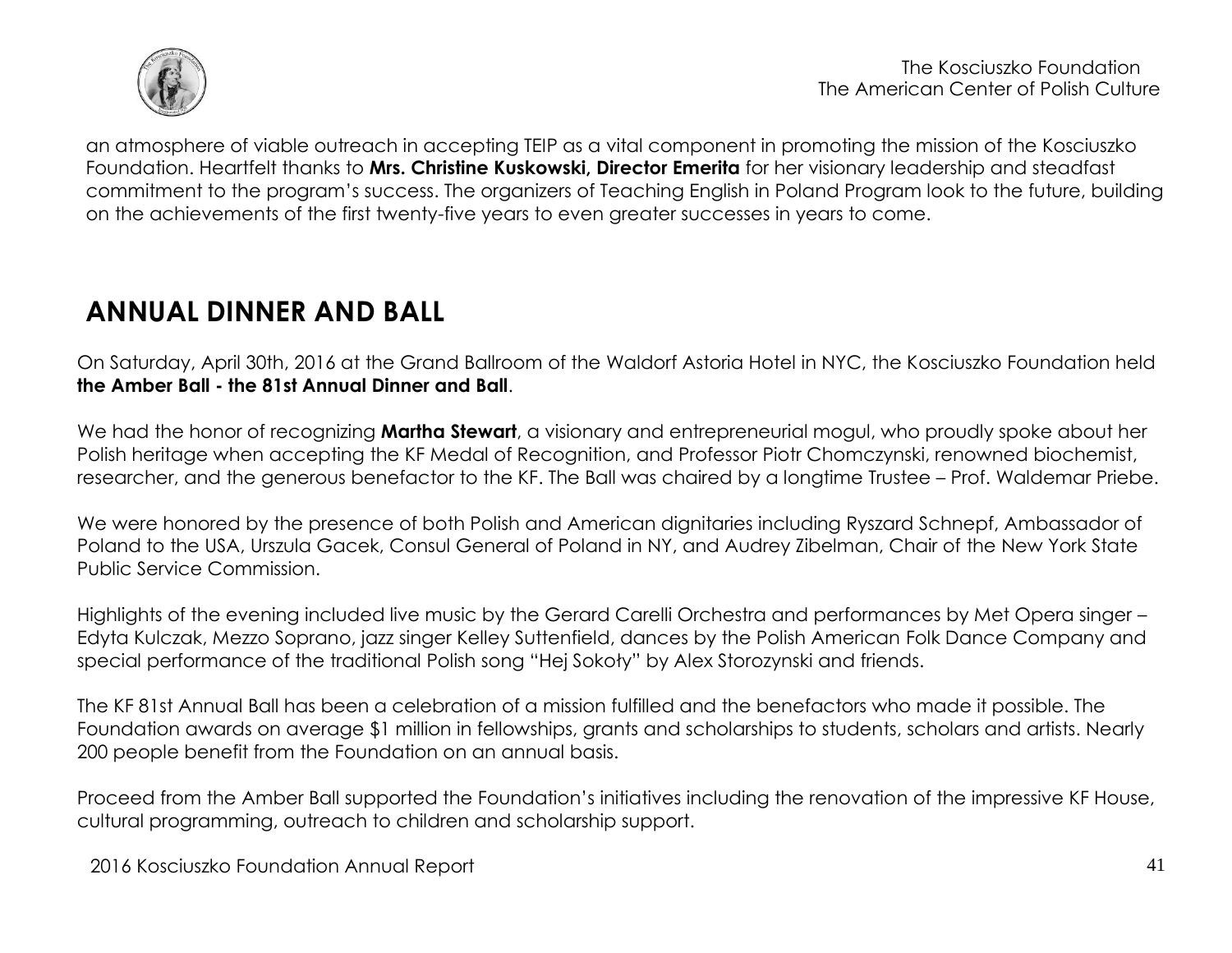an atmosphere of viable outreach in accepting TEIP as a vital component in promoting the mission of the Kosciuszko Foundation. Heartfelt thanks to **Mrs. Christine Kuskowski, Director Emerita** for her visionary leadership and steadfast commitment to the program's success. The organizers of Teaching English in Poland Program look to the future, building on the achievements of the first twenty-five years to even greater successes in years to come.

## ANNUAL DINNER AND BALL

On Saturday, April 30th, 2016 at the Grand Ballroom of the Waldorf Astoria Hotel in NYC, the Kosciuszko Foundation held **the Amber Ball - the 81st Annual Dinner and Ball**.

We had the honor of recognizing **Martha Stewart**, a visionary and entrepreneurial mogul, who proudly spoke about her Polish heritage when accepting the KF Medal of Recognition, and Professor Piotr Chomczynski, renowned biochemist, researcher, and the generous benefactor to the KF. The Ball was chaired by a longtime Trustee – Prof. Waldemar Priebe.

We were honored by the presence of both Polish and American dignitaries including Ryszard Schnepf, Ambassador of Poland to the USA, Urszula Gacek, Consul General of Poland in NY, and Audrey Zibelman, Chair of the New York State Public Service Commission.

Highlights of the evening included live music by the Gerard Carelli Orchestra and performances by Met Opera singer – Edyta Kulczak, Mezzo Soprano, jazz singer Kelley Suttenfield, dances by the Polish American Folk Dance Company and special performance of the traditional Polish song "Hej Sokoły" by Alex Storozynski and friends.

The KF 81st Annual Ball has been a celebration of a mission fulfilled and the benefactors who made it possible. The Foundation awards on average $1 million in fellowships, grants and scholarships to students, scholars and artists. Nearly 200 people benefit from the Foundation on an annual basis.

Proceed from the Amber Ball supported the Foundation's initiatives including the renovation of the impressive KF House, cultural programming, outreach to children and scholarship support.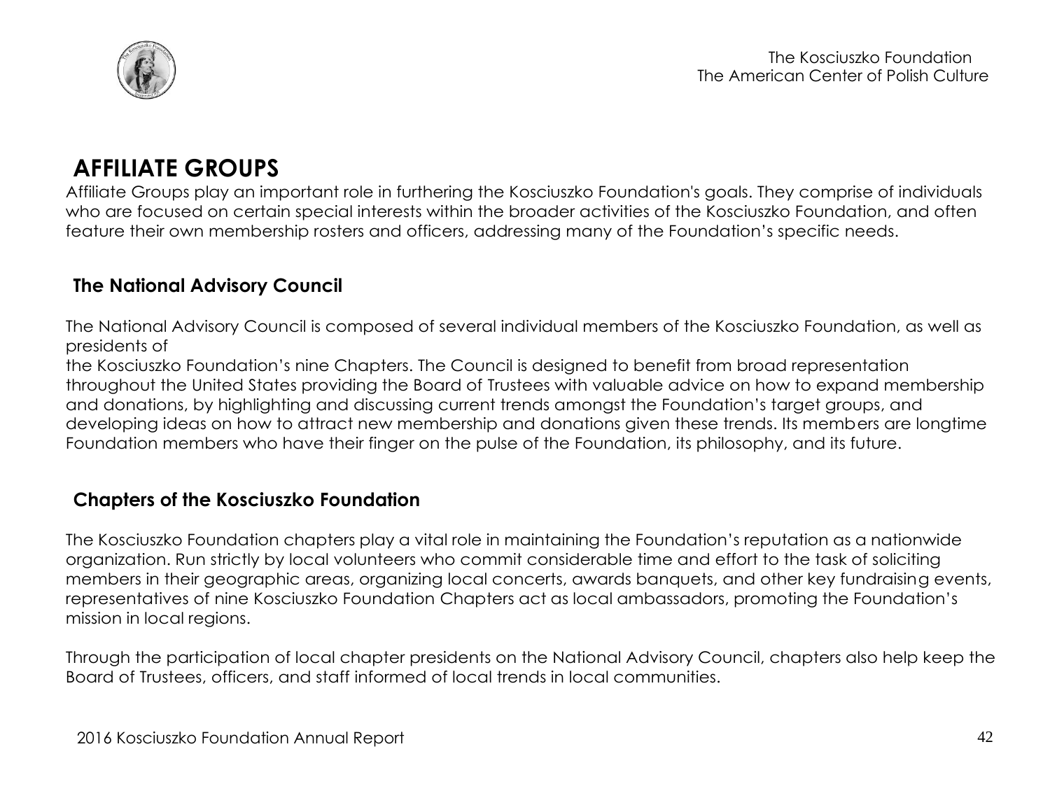# AFFILIATE GROUPS

Affiliate Groups play an important role in furthering the Kosciuszko Foundation's goals. They comprise of individuals who are focused on certain special interests within the broader activities of the Kosciuszko Foundation, and often feature their own membership rosters and officers, addressing many of the Foundation's specific needs.

## The National Advisory Council

The National Advisory Council is composed of several individual members of the Kosciuszko Foundation, as well as presidents of
the Kosciuszko Foundation's nine Chapters. The Council is designed to benefit from broad representation throughout the United States providing the Board of Trustees with valuable advice on how to expand membership and donations, by highlighting and discussing current trends amongst the Foundation's target groups, and developing ideas on how to attract new membership and donations given these trends. Its members are longtime Foundation members who have their finger on the pulse of the Foundation, its philosophy, and its future.

## Chapters of the Kosciuszko Foundation

The Kosciuszko Foundation chapters play a vital role in maintaining the Foundation's reputation as a nationwide organization. Run strictly by local volunteers who commit considerable time and effort to the task of soliciting members in their geographic areas, organizing local concerts, awards banquets, and other key fundraising events, representatives of nine Kosciuszko Foundation Chapters act as local ambassadors, promoting the Foundation's mission in local regions.

Through the participation of local chapter presidents on the National Advisory Council, chapters also help keep the Board of Trustees, officers, and staff informed of local trends in local communities.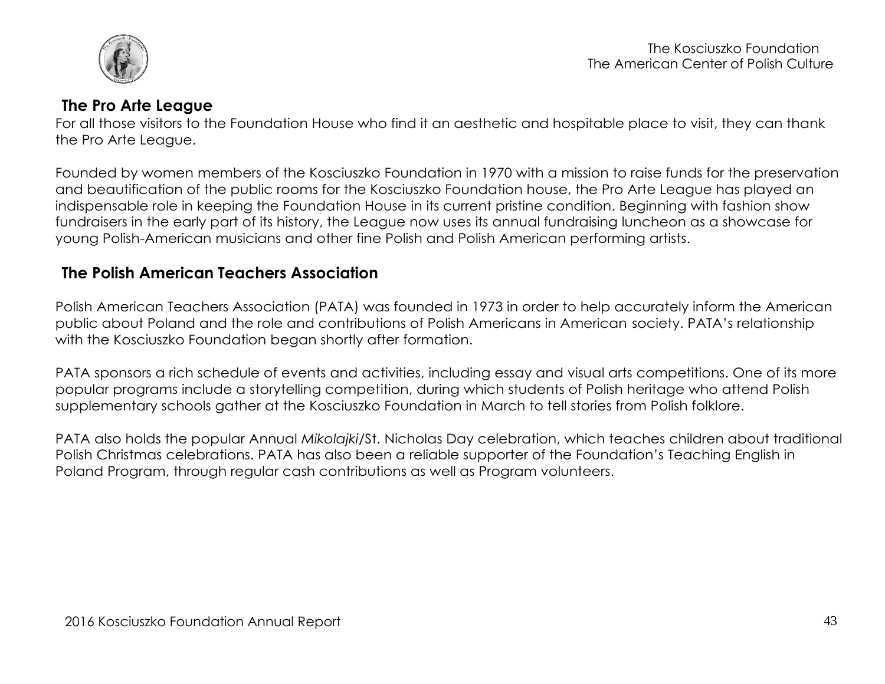## The Pro Arte League

For all those visitors to the Foundation House who find it an aesthetic and hospitable place to visit, they can thank the Pro Arte League.

Founded by women members of the Kosciuszko Foundation in 1970 with a mission to raise funds for the preservation and beautification of the public rooms for the Kosciuszko Foundation house, the Pro Arte League has played an indispensable role in keeping the Foundation House in its current pristine condition. Beginning with fashion show fundraisers in the early part of its history, the League now uses its annual fundraising luncheon as a showcase for young Polish-American musicians and other fine Polish and Polish American performing artists.

## The Polish American Teachers Association

Polish American Teachers Association (PATA) was founded in 1973 in order to help accurately inform the American public about Poland and the role and contributions of Polish Americans in American society. PATA's relationship with the Kosciuszko Foundation began shortly after formation.

PATA sponsors a rich schedule of events and activities, including essay and visual arts competitions. One of its more popular programs include a storytelling competition, during which students of Polish heritage who attend Polish supplementary schools gather at the Kosciuszko Foundation in March to tell stories from Polish folklore.

PATA also holds the popular Annual *Mikolajki*/St. Nicholas Day celebration, which teaches children about traditional Polish Christmas celebrations. PATA has also been a reliable supporter of the Foundation's Teaching English in Poland Program, through regular cash contributions as well as Program volunteers.